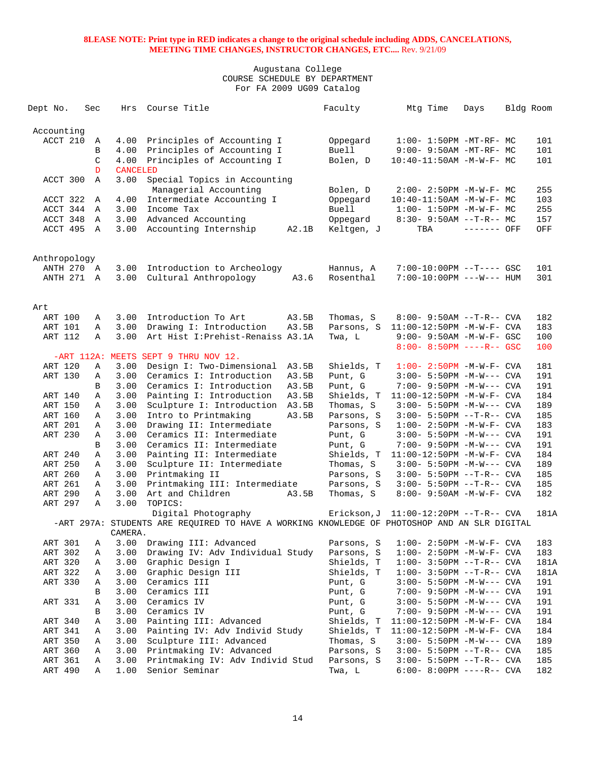**8LEASE NOTE: Print type in RED indicates a change to the original schedule including ADDS, CANCELATIONS, MEETING TIME CHANGES, INSTRUCTOR CHANGES, ETC....** Rev. 9/21/09

Augustana College
COURSE SCHEDULE BY DEPARTMENT
For FA 2009 UG09 Catalog

| Dept No. | Sec | Hrs | Course Title | | Faculty | Mtg Time | Days | Bldg | Room |
|---|---|---|---|---|---|---|---|---|---|
| **Accounting** | | | | | | | | | |
| ACCT 210 | A | 4.00 | Principles of Accounting I | | Oppegard | 1:00- 1:50PM | -MT-RF- | MC | 101 |
| | B | 4.00 | Principles of Accounting I | | Buell | 9:00- 9:50AM | -MT-RF- | MC | 101 |
| | C | 4.00 | Principles of Accounting I | | Bolen, D | 10:40-11:50AM | -M-W-F- | MC | 101 |
| | D | CANCELED | | | | | | | |
| ACCT 300 | A | 3.00 | Special Topics in Accounting | | | | | | |
| | | | Managerial Accounting | | Bolen, D | 2:00- 2:50PM | -M-W-F- | MC | 255 |
| ACCT 322 | A | 4.00 | Intermediate Accounting I | | Oppegard | 10:40-11:50AM | -M-W-F- | MC | 103 |
| ACCT 344 | A | 3.00 | Income Tax | | Buell | 1:00- 1:50PM | -M-W-F- | MC | 255 |
| ACCT 348 | A | 3.00 | Advanced Accounting | | Oppegard | 8:30- 9:50AM | --T-R-- | MC | 157 |
| ACCT 495 | A | 3.00 | Accounting Internship | A2.1B | Keltgen, J | TBA | ------- | OFF | OFF |
| **Anthropology** | | | | | | | | | |
| ANTH 270 | A | 3.00 | Introduction to Archeology | | Hannus, A | 7:00-10:00PM | --T---- | GSC | 101 |
| ANTH 271 | A | 3.00 | Cultural Anthropology | A3.6 | Rosenthal | 7:00-10:00PM | ---W--- | HUM | 301 |
| **Art** | | | | | | | | | |
| ART 100 | A | 3.00 | Introduction To Art | A3.5B | Thomas, S | 8:00- 9:50AM | --T-R-- | CVA | 182 |
| ART 101 | A | 3.00 | Drawing I: Introduction | A3.5B | Parsons, S | 11:00-12:50PM | -M-W-F- | CVA | 183 |
| ART 112 | A | 3.00 | Art Hist I:Prehist-Renaiss | A3.1A | Twa, L | 9:00- 9:50AM | -M-W-F- | GSC | 100 |
| | | | | | | 8:00- 8:50PM | ----R-- | GSC | 100 |
| -ART 112A: MEETS SEPT 9 THRU NOV 12. | | | | | | | | | |
| ART 120 | A | 3.00 | Design I: Two-Dimensional | A3.5B | Shields, T | 1:00- 2:50PM | -M-W-F- | CVA | 181 |
| ART 130 | A | 3.00 | Ceramics I: Introduction | A3.5B | Punt, G | 3:00- 5:50PM | -M-W--- | CVA | 191 |
| | B | 3.00 | Ceramics I: Introduction | A3.5B | Punt, G | 7:00- 9:50PM | -M-W--- | CVA | 191 |
| ART 140 | A | 3.00 | Painting I: Introduction | A3.5B | Shields, T | 11:00-12:50PM | -M-W-F- | CVA | 184 |
| ART 150 | A | 3.00 | Sculpture I: Introduction | A3.5B | Thomas, S | 3:00- 5:50PM | -M-W--- | CVA | 189 |
| ART 160 | A | 3.00 | Intro to Printmaking | A3.5B | Parsons, S | 3:00- 5:50PM | --T-R-- | CVA | 185 |
| ART 201 | A | 3.00 | Drawing II: Intermediate | | Parsons, S | 1:00- 2:50PM | -M-W-F- | CVA | 183 |
| ART 230 | A | 3.00 | Ceramics II: Intermediate | | Punt, G | 3:00- 5:50PM | -M-W--- | CVA | 191 |
| | B | 3.00 | Ceramics II: Intermediate | | Punt, G | 7:00- 9:50PM | -M-W--- | CVA | 191 |
| ART 240 | A | 3.00 | Painting II: Intermediate | | Shields, T | 11:00-12:50PM | -M-W-F- | CVA | 184 |
| ART 250 | A | 3.00 | Sculpture II: Intermediate | | Thomas, S | 3:00- 5:50PM | -M-W--- | CVA | 189 |
| ART 260 | A | 3.00 | Printmaking II | | Parsons, S | 3:00- 5:50PM | --T-R-- | CVA | 185 |
| ART 261 | A | 3.00 | Printmaking III: Intermediate | | Parsons, S | 3:00- 5:50PM | --T-R-- | CVA | 185 |
| ART 290 | A | 3.00 | Art and Children | A3.5B | Thomas, S | 8:00- 9:50AM | -M-W-F- | CVA | 182 |
| ART 297 | A | 3.00 | TOPICS: | | | | | | |
| | | | Digital Photography | | Erickson,J | 11:00-12:20PM | --T-R-- | CVA | 181A |
| -ART 297A: STUDENTS ARE REQUIRED TO HAVE A WORKING KNOWLEDGE OF PHOTOSHOP AND AN SLR DIGITAL CAMERA. | | | | | | | | | |
| ART 301 | A | 3.00 | Drawing III: Advanced | | Parsons, S | 1:00- 2:50PM | -M-W-F- | CVA | 183 |
| ART 302 | A | 3.00 | Drawing IV: Adv Individual Study | | Parsons, S | 1:00- 2:50PM | -M-W-F- | CVA | 183 |
| ART 320 | A | 3.00 | Graphic Design I | | Shields, T | 1:00- 3:50PM | --T-R-- | CVA | 181A |
| ART 322 | A | 3.00 | Graphic Design III | | Shields, T | 1:00- 3:50PM | --T-R-- | CVA | 181A |
| ART 330 | A | 3.00 | Ceramics III | | Punt, G | 3:00- 5:50PM | -M-W--- | CVA | 191 |
| | B | 3.00 | Ceramics III | | Punt, G | 7:00- 9:50PM | -M-W--- | CVA | 191 |
| ART 331 | A | 3.00 | Ceramics IV | | Punt, G | 3:00- 5:50PM | -M-W--- | CVA | 191 |
| | B | 3.00 | Ceramics IV | | Punt, G | 7:00- 9:50PM | -M-W--- | CVA | 191 |
| ART 340 | A | 3.00 | Painting III: Advanced | | Shields, T | 11:00-12:50PM | -M-W-F- | CVA | 184 |
| ART 341 | A | 3.00 | Painting IV: Adv Individ Study | | Shields, T | 11:00-12:50PM | -M-W-F- | CVA | 184 |
| ART 350 | A | 3.00 | Sculpture III: Advanced | | Thomas, S | 3:00- 5:50PM | -M-W--- | CVA | 189 |
| ART 360 | A | 3.00 | Printmaking IV: Advanced | | Parsons, S | 3:00- 5:50PM | --T-R-- | CVA | 185 |
| ART 361 | A | 3.00 | Printmaking IV: Adv Individ Stud | | Parsons, S | 3:00- 5:50PM | --T-R-- | CVA | 185 |
| ART 490 | A | 1.00 | Senior Seminar | | Twa, L | 6:00- 8:00PM | ----R-- | CVA | 182 |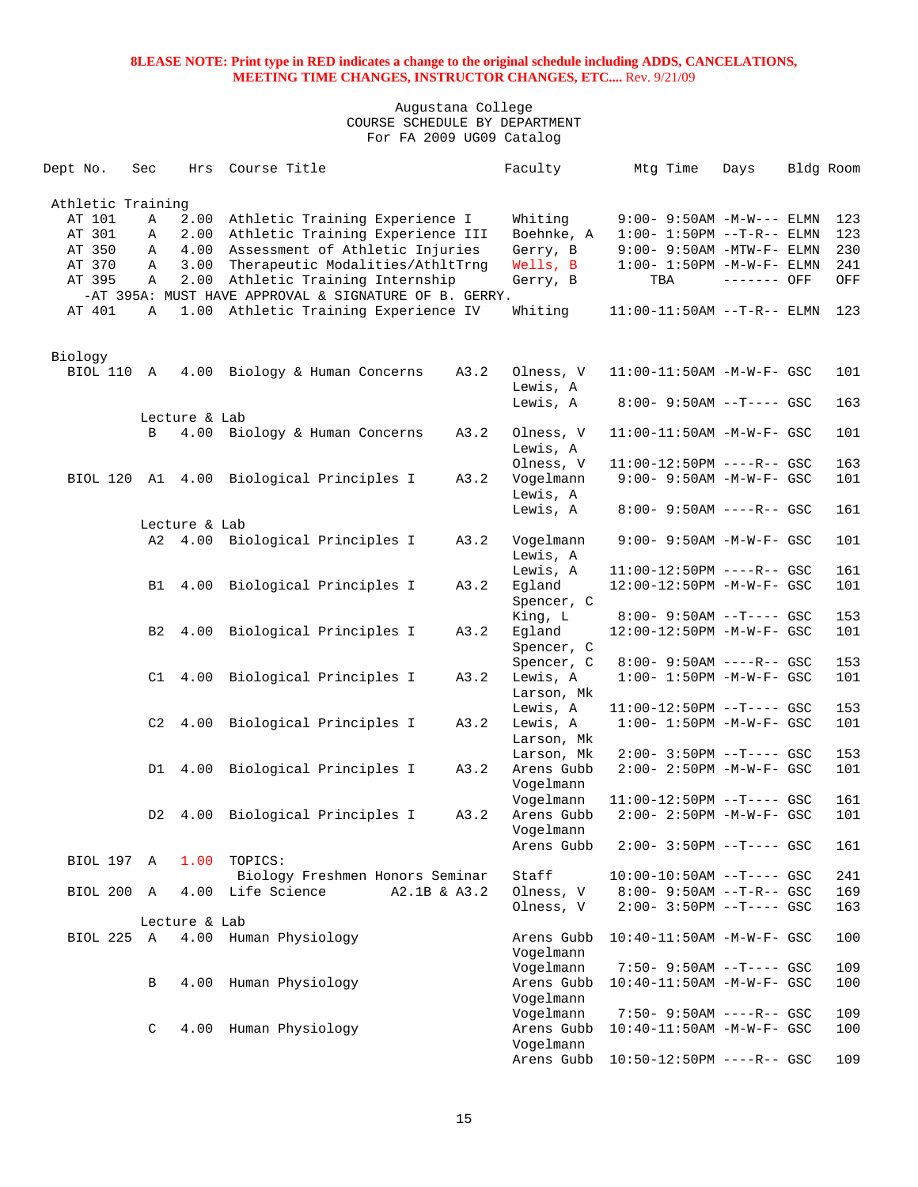**8LEASE NOTE: Print type in RED indicates a change to the original schedule including ADDS, CANCELATIONS, MEETING TIME CHANGES, INSTRUCTOR CHANGES, ETC....** Rev. 9/21/09

Augustana College
COURSE SCHEDULE BY DEPARTMENT
For FA 2009 UG09 Catalog

| Dept No. | Sec | Hrs | Course Title | | Faculty | Mtg Time | Days | Bldg | Room |
|---|---|---|---|---|---|---|---|---|---|
| **Athletic Training** | | | | | | | | | |
| AT 101 | A | 2.00 | Athletic Training Experience I | | Whiting | 9:00- 9:50AM | -M-W--- | ELMN | 123 |
| AT 301 | A | 2.00 | Athletic Training Experience III | | Boehnke, A | 1:00- 1:50PM | --T-R-- | ELMN | 123 |
| AT 350 | A | 4.00 | Assessment of Athletic Injuries | | Gerry, B | 9:00- 9:50AM | -MTW-F- | ELMN | 230 |
| AT 370 | A | 3.00 | Therapeutic Modalities/AthltTrng | | Wells, B | 1:00- 1:50PM | -M-W-F- | ELMN | 241 |
| AT 395 | A | 2.00 | Athletic Training Internship | | Gerry, B | TBA | ------- | OFF | OFF |
| -AT 395A: MUST HAVE APPROVAL & SIGNATURE OF B. GERRY. | | | | | | | | | |
| AT 401 | A | 1.00 | Athletic Training Experience IV | | Whiting | 11:00-11:50AM | --T-R-- | ELMN | 123 |
| **Biology** | | | | | | | | | |
| BIOL 110 | A | 4.00 | Biology & Human Concerns | A3.2 | Olness, V | 11:00-11:50AM | -M-W-F- | GSC | 101 |
| | | | | | Lewis, A | | | | |
| | | | | | Lewis, A | 8:00- 9:50AM | --T---- | GSC | 163 |
| | Lecture & Lab | | | | | | | | |
| | B | 4.00 | Biology & Human Concerns | A3.2 | Olness, V | 11:00-11:50AM | -M-W-F- | GSC | 101 |
| | | | | | Lewis, A | | | | |
| | | | | | Olness, V | 11:00-12:50PM | ----R-- | GSC | 163 |
| BIOL 120 | A1 | 4.00 | Biological Principles I | A3.2 | Vogelmann | 9:00- 9:50AM | -M-W-F- | GSC | 101 |
| | | | | | Lewis, A | | | | |
| | | | | | Lewis, A | 8:00- 9:50AM | ----R-- | GSC | 161 |
| | Lecture & Lab | | | | | | | | |
| | A2 | 4.00 | Biological Principles I | A3.2 | Vogelmann | 9:00- 9:50AM | -M-W-F- | GSC | 101 |
| | | | | | Lewis, A | | | | |
| | | | | | Lewis, A | 11:00-12:50PM | ----R-- | GSC | 161 |
| | B1 | 4.00 | Biological Principles I | A3.2 | Egland | 12:00-12:50PM | -M-W-F- | GSC | 101 |
| | | | | | Spencer, C | | | | |
| | | | | | King, L | 8:00- 9:50AM | --T---- | GSC | 153 |
| | B2 | 4.00 | Biological Principles I | A3.2 | Egland | 12:00-12:50PM | -M-W-F- | GSC | 101 |
| | | | | | Spencer, C | | | | |
| | | | | | Spencer, C | 8:00- 9:50AM | ----R-- | GSC | 153 |
| | C1 | 4.00 | Biological Principles I | A3.2 | Lewis, A | 1:00- 1:50PM | -M-W-F- | GSC | 101 |
| | | | | | Larson, Mk | | | | |
| | | | | | Lewis, A | 11:00-12:50PM | --T---- | GSC | 153 |
| | C2 | 4.00 | Biological Principles I | A3.2 | Lewis, A | 1:00- 1:50PM | -M-W-F- | GSC | 101 |
| | | | | | Larson, Mk | | | | |
| | | | | | Larson, Mk | 2:00- 3:50PM | --T---- | GSC | 153 |
| | D1 | 4.00 | Biological Principles I | A3.2 | Arens Gubb | 2:00- 2:50PM | -M-W-F- | GSC | 101 |
| | | | | | Vogelmann | | | | |
| | | | | | Vogelmann | 11:00-12:50PM | --T---- | GSC | 161 |
| | D2 | 4.00 | Biological Principles I | A3.2 | Arens Gubb | 2:00- 2:50PM | -M-W-F- | GSC | 101 |
| | | | | | Vogelmann | | | | |
| | | | | | Arens Gubb | 2:00- 3:50PM | --T---- | GSC | 161 |
| BIOL 197 | A | 1.00 | TOPICS: | | | | | | |
| | | | Biology Freshmen Honors Seminar | | Staff | 10:00-10:50AM | --T---- | GSC | 241 |
| BIOL 200 | A | 4.00 | Life Science | A2.1B & A3.2 | Olness, V | 8:00- 9:50AM | --T-R-- | GSC | 169 |
| | | | | | Olness, V | 2:00- 3:50PM | --T---- | GSC | 163 |
| | Lecture & Lab | | | | | | | | |
| BIOL 225 | A | 4.00 | Human Physiology | | Arens Gubb | 10:40-11:50AM | -M-W-F- | GSC | 100 |
| | | | | | Vogelmann | | | | |
| | | | | | Vogelmann | 7:50- 9:50AM | --T---- | GSC | 109 |
| | B | 4.00 | Human Physiology | | Arens Gubb | 10:40-11:50AM | -M-W-F- | GSC | 100 |
| | | | | | Vogelmann | | | | |
| | | | | | Vogelmann | 7:50- 9:50AM | ----R-- | GSC | 109 |
| | C | 4.00 | Human Physiology | | Arens Gubb | 10:40-11:50AM | -M-W-F- | GSC | 100 |
| | | | | | Vogelmann | | | | |
| | | | | | Arens Gubb | 10:50-12:50PM | ----R-- | GSC | 109 |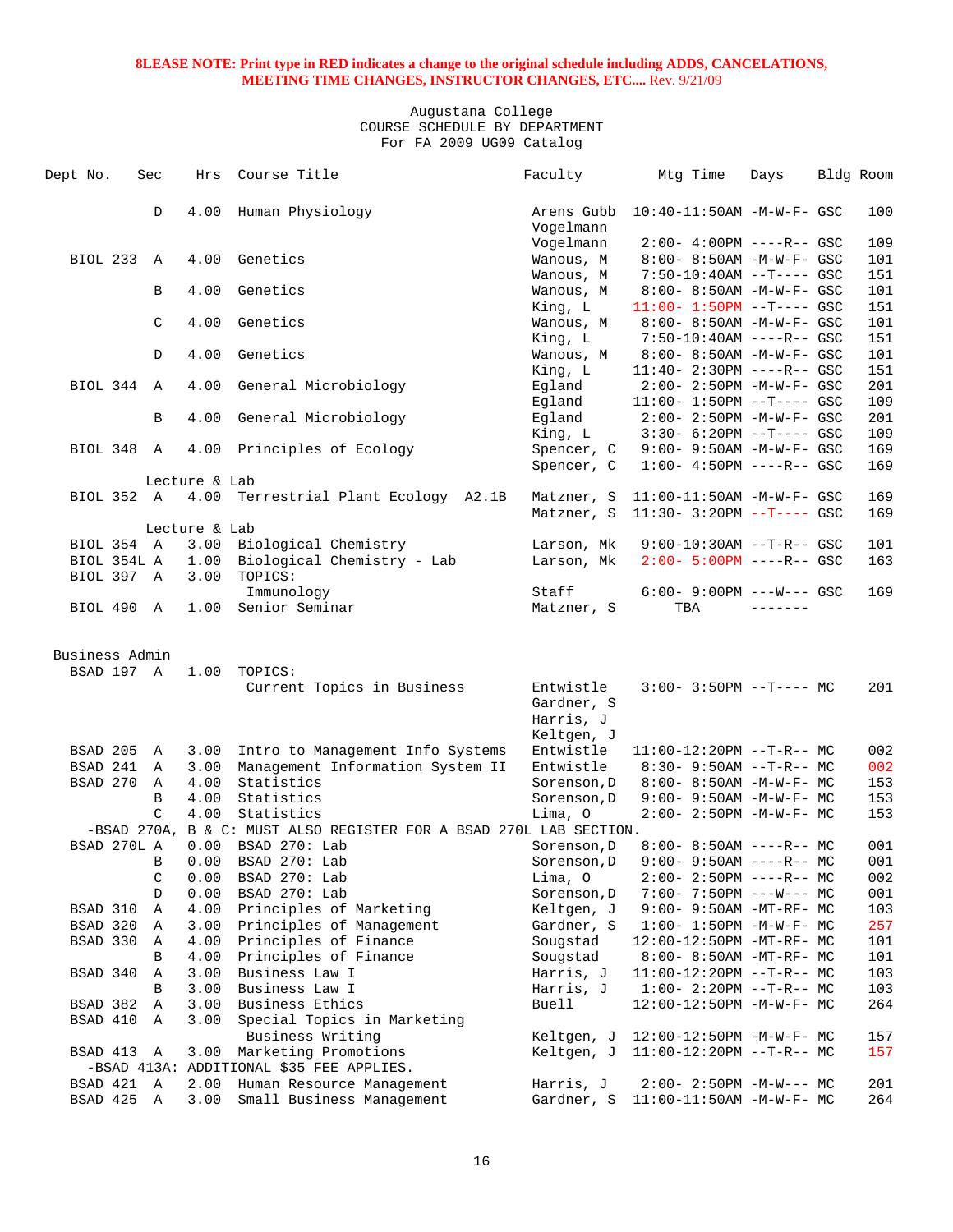**8LEASE NOTE: Print type in RED indicates a change to the original schedule including ADDS, CANCELATIONS, MEETING TIME CHANGES, INSTRUCTOR CHANGES, ETC....** Rev. 9/21/09

Augustana College
COURSE SCHEDULE BY DEPARTMENT
For FA 2009 UG09 Catalog

| Dept No. | Sec | Hrs | Course Title | Faculty | Mtg Time | Days | Bldg | Room |
|---|---|---|---|---|---|---|---|---|
| | D | 4.00 | Human Physiology | Arens Gubb | 10:40-11:50AM | -M-W-F- | GSC | 100 |
| | | | | Vogelmann | | | | |
| | | | | Vogelmann | 2:00- 4:00PM | ----R-- | GSC | 109 |
| BIOL 233 | A | 4.00 | Genetics | Wanous, M | 8:00- 8:50AM | -M-W-F- | GSC | 101 |
| | | | | Wanous, M | 7:50-10:40AM | --T---- | GSC | 151 |
| | B | 4.00 | Genetics | Wanous, M | 8:00- 8:50AM | -M-W-F- | GSC | 101 |
| | | | | King, L | 11:00- 1:50PM | --T---- | GSC | 151 |
| | C | 4.00 | Genetics | Wanous, M | 8:00- 8:50AM | -M-W-F- | GSC | 101 |
| | | | | King, L | 7:50-10:40AM | ----R-- | GSC | 151 |
| | D | 4.00 | Genetics | Wanous, M | 8:00- 8:50AM | -M-W-F- | GSC | 101 |
| | | | | King, L | 11:40- 2:30PM | ----R-- | GSC | 151 |
| BIOL 344 | A | 4.00 | General Microbiology | Egland | 2:00- 2:50PM | -M-W-F- | GSC | 201 |
| | | | | Egland | 11:00- 1:50PM | --T---- | GSC | 109 |
| | B | 4.00 | General Microbiology | Egland | 2:00- 2:50PM | -M-W-F- | GSC | 201 |
| | | | | King, L | 3:30- 6:20PM | --T---- | GSC | 109 |
| BIOL 348 | A | 4.00 | Principles of Ecology | Spencer, C | 9:00- 9:50AM | -M-W-F- | GSC | 169 |
| | | | | Spencer, C | 1:00- 4:50PM | ----R-- | GSC | 169 |
| | Lecture & Lab | | | | | | | |
| BIOL 352 | A | 4.00 | Terrestrial Plant Ecology A2.1B | Matzner, S | 11:00-11:50AM | -M-W-F- | GSC | 169 |
| | | | | Matzner, S | 11:30- 3:20PM | --T---- | GSC | 169 |
| | Lecture & Lab | | | | | | | |
| BIOL 354 | A | 3.00 | Biological Chemistry | Larson, Mk | 9:00-10:30AM | --T-R-- | GSC | 101 |
| BIOL 354L | A | 1.00 | Biological Chemistry - Lab | Larson, Mk | 2:00- 5:00PM | ----R-- | GSC | 163 |
| BIOL 397 | A | 3.00 | TOPICS: | | | | | |
| | | | Immunology | Staff | 6:00- 9:00PM | ---W--- | GSC | 169 |
| BIOL 490 | A | 1.00 | Senior Seminar | Matzner, S | TBA | ------- | | |

**Business Admin**

| Dept No. | Sec | Hrs | Course Title | Faculty | Mtg Time | Days | Bldg | Room |
|---|---|---|---|---|---|---|---|---|
| BSAD 197 | A | 1.00 | TOPICS: | | | | | |
| | | | Current Topics in Business | Entwistle | 3:00- 3:50PM | --T---- | MC | 201 |
| | | | | Gardner, S | | | | |
| | | | | Harris, J | | | | |
| | | | | Keltgen, J | | | | |
| BSAD 205 | A | 3.00 | Intro to Management Info Systems | Entwistle | 11:00-12:20PM | --T-R-- | MC | 002 |
| BSAD 241 | A | 3.00 | Management Information System II | Entwistle | 8:30- 9:50AM | --T-R-- | MC | 002 |
| BSAD 270 | A | 4.00 | Statistics | Sorenson,D | 8:00- 8:50AM | -M-W-F- | MC | 153 |
| | B | 4.00 | Statistics | Sorenson,D | 9:00- 9:50AM | -M-W-F- | MC | 153 |
| | C | 4.00 | Statistics | Lima, O | 2:00- 2:50PM | -M-W-F- | MC | 153 |
| -BSAD 270A, B & C: MUST ALSO REGISTER FOR A BSAD 270L LAB SECTION. | | | | | | | | |
| BSAD 270L | A | 0.00 | BSAD 270: Lab | Sorenson,D | 8:00- 8:50AM | ----R-- | MC | 001 |
| | B | 0.00 | BSAD 270: Lab | Sorenson,D | 9:00- 9:50AM | ----R-- | MC | 001 |
| | C | 0.00 | BSAD 270: Lab | Lima, O | 2:00- 2:50PM | ----R-- | MC | 002 |
| | D | 0.00 | BSAD 270: Lab | Sorenson,D | 7:00- 7:50PM | ---W--- | MC | 001 |
| BSAD 310 | A | 4.00 | Principles of Marketing | Keltgen, J | 9:00- 9:50AM | -MT-RF- | MC | 103 |
| BSAD 320 | A | 3.00 | Principles of Management | Gardner, S | 1:00- 1:50PM | -M-W-F- | MC | 257 |
| BSAD 330 | A | 4.00 | Principles of Finance | Sougstad | 12:00-12:50PM | -MT-RF- | MC | 101 |
| | B | 4.00 | Principles of Finance | Sougstad | 8:00- 8:50AM | -MT-RF- | MC | 101 |
| BSAD 340 | A | 3.00 | Business Law I | Harris, J | 11:00-12:20PM | --T-R-- | MC | 103 |
| | B | 3.00 | Business Law I | Harris, J | 1:00- 2:20PM | --T-R-- | MC | 103 |
| BSAD 382 | A | 3.00 | Business Ethics | Buell | 12:00-12:50PM | -M-W-F- | MC | 264 |
| BSAD 410 | A | 3.00 | Special Topics in Marketing | | | | | |
| | | | Business Writing | Keltgen, J | 12:00-12:50PM | -M-W-F- | MC | 157 |
| BSAD 413 | A | 3.00 | Marketing Promotions | Keltgen, J | 11:00-12:20PM | --T-R-- | MC | 157 |
| -BSAD 413A: ADDITIONAL $35 FEE APPLIES. | | | | | | | | |
| BSAD 421 | A | 2.00 | Human Resource Management | Harris, J | 2:00- 2:50PM | -M-W--- | MC | 201 |
| BSAD 425 | A | 3.00 | Small Business Management | Gardner, S | 11:00-11:50AM | -M-W-F- | MC | 264 |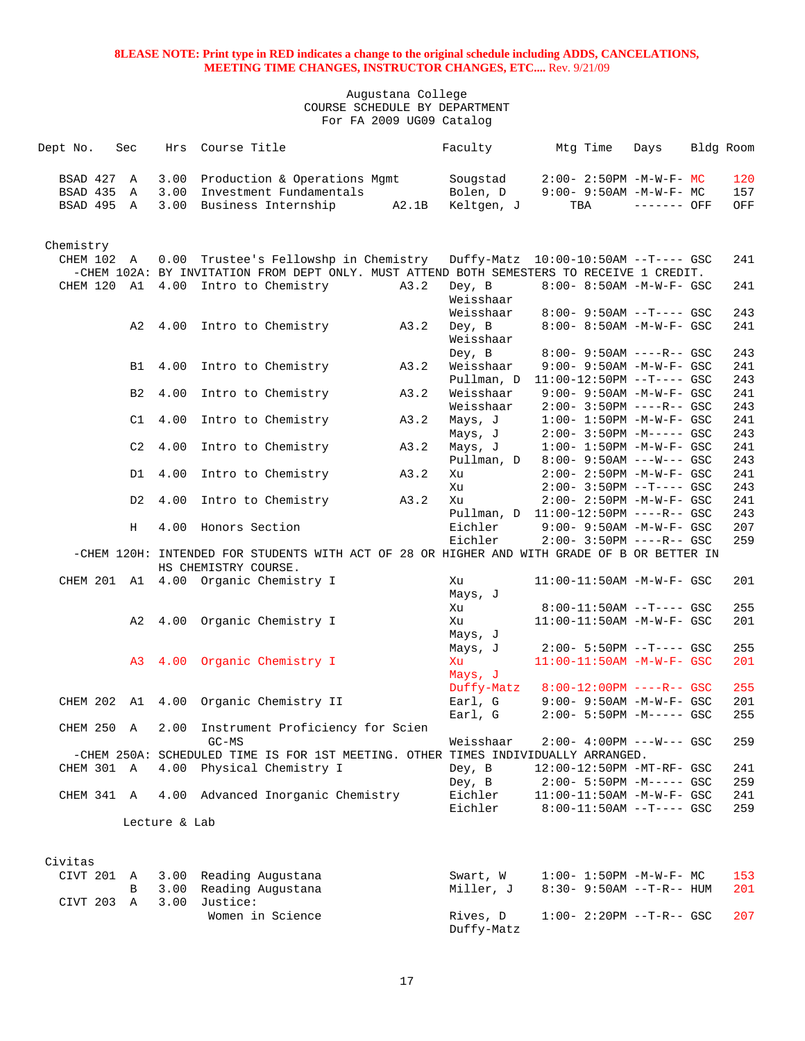8LEASE NOTE: Print type in RED indicates a change to the original schedule including ADDS, CANCELATIONS, MEETING TIME CHANGES, INSTRUCTOR CHANGES, ETC.... Rev. 9/21/09

Augustana College
COURSE SCHEDULE BY DEPARTMENT
For FA 2009 UG09 Catalog

| Dept No. | Sec | Hrs | Course Title | | Faculty | Mtg Time | Days | Bldg | Room |
|---|---|---|---|---|---|---|---|---|---|
| BSAD 427 | A | 3.00 | Production & Operations Mgmt | | Sougstad | 2:00- 2:50PM | -M-W-F- | MC | 120 |
| BSAD 435 | A | 3.00 | Investment Fundamentals | | Bolen, D | 9:00- 9:50AM | -M-W-F- | MC | 157 |
| BSAD 495 | A | 3.00 | Business Internship | A2.1B | Keltgen, J | TBA | ------- | OFF | OFF |

## Chemistry

| Dept No. | Sec | Hrs | Course Title | | Faculty | Mtg Time | Days | Bldg | Room |
|---|---|---|---|---|---|---|---|---|---|
| CHEM 102 | A | 0.00 | Trustee's Fellowshp in Chemistry | | Duffy-Matz | 10:00-10:50AM | --T---- | GSC | 241 |
| -CHEM 102A: BY INVITATION FROM DEPT ONLY. MUST ATTEND BOTH SEMESTERS TO RECEIVE 1 CREDIT. | | | | | | | | | |
| CHEM 120 | A1 | 4.00 | Intro to Chemistry | A3.2 | Dey, B | 8:00- 8:50AM | -M-W-F- | GSC | 241 |
| | | | | | Weisshaar | | | | |
| | | | | | Weisshaar | 8:00- 9:50AM | --T---- | GSC | 243 |
| | A2 | 4.00 | Intro to Chemistry | A3.2 | Dey, B | 8:00- 8:50AM | -M-W-F- | GSC | 241 |
| | | | | | Weisshaar | | | | |
| | | | | | Dey, B | 8:00- 9:50AM | ----R-- | GSC | 243 |
| | B1 | 4.00 | Intro to Chemistry | A3.2 | Weisshaar | 9:00- 9:50AM | -M-W-F- | GSC | 241 |
| | | | | | Pullman, D | 11:00-12:50PM | --T---- | GSC | 243 |
| | B2 | 4.00 | Intro to Chemistry | A3.2 | Weisshaar | 9:00- 9:50AM | -M-W-F- | GSC | 241 |
| | | | | | Weisshaar | 2:00- 3:50PM | ----R-- | GSC | 243 |
| | C1 | 4.00 | Intro to Chemistry | A3.2 | Mays, J | 1:00- 1:50PM | -M-W-F- | GSC | 241 |
| | | | | | Mays, J | 2:00- 3:50PM | -M----- | GSC | 243 |
| | C2 | 4.00 | Intro to Chemistry | A3.2 | Mays, J | 1:00- 1:50PM | -M-W-F- | GSC | 241 |
| | | | | | Pullman, D | 8:00- 9:50AM | ---W--- | GSC | 243 |
| | D1 | 4.00 | Intro to Chemistry | A3.2 | Xu | 2:00- 2:50PM | -M-W-F- | GSC | 241 |
| | | | | | Xu | 2:00- 3:50PM | --T---- | GSC | 243 |
| | D2 | 4.00 | Intro to Chemistry | A3.2 | Xu | 2:00- 2:50PM | -M-W-F- | GSC | 241 |
| | | | | | Pullman, D | 11:00-12:50PM | ----R-- | GSC | 243 |
| | H | 4.00 | Honors Section | | Eichler | 9:00- 9:50AM | -M-W-F- | GSC | 207 |
| | | | | | Eichler | 2:00- 3:50PM | ----R-- | GSC | 259 |
| -CHEM 120H: INTENDED FOR STUDENTS WITH ACT OF 28 OR HIGHER AND WITH GRADE OF B OR BETTER IN HS CHEMISTRY COURSE. | | | | | | | | | |
| CHEM 201 | A1 | 4.00 | Organic Chemistry I | | Xu | 11:00-11:50AM | -M-W-F- | GSC | 201 |
| | | | | | Mays, J | | | | |
| | | | | | Xu | 8:00-11:50AM | --T---- | GSC | 255 |
| | A2 | 4.00 | Organic Chemistry I | | Xu | 11:00-11:50AM | -M-W-F- | GSC | 201 |
| | | | | | Mays, J | | | | |
| | | | | | Mays, J | 2:00- 5:50PM | --T---- | GSC | 255 |
| | A3 | 4.00 | Organic Chemistry I | | Xu | 11:00-11:50AM | -M-W-F- | GSC | 201 |
| | | | | | Mays, J | | | | |
| | | | | | Duffy-Matz | 8:00-12:00PM | ----R-- | GSC | 255 |
| CHEM 202 | A1 | 4.00 | Organic Chemistry II | | Earl, G | 9:00- 9:50AM | -M-W-F- | GSC | 201 |
| | | | | | Earl, G | 2:00- 5:50PM | -M----- | GSC | 255 |
| CHEM 250 | A | 2.00 | Instrument Proficiency for Scien GC-MS | | Weisshaar | 2:00- 4:00PM | ---W--- | GSC | 259 |
| -CHEM 250A: SCHEDULED TIME IS FOR 1ST MEETING. OTHER TIMES INDIVIDUALLY ARRANGED. | | | | | | | | | |
| CHEM 301 | A | 4.00 | Physical Chemistry I | | Dey, B | 12:00-12:50PM | -MT-RF- | GSC | 241 |
| | | | | | Dey, B | 2:00- 5:50PM | -M----- | GSC | 259 |
| CHEM 341 | A | 4.00 | Advanced Inorganic Chemistry | | Eichler | 11:00-11:50AM | -M-W-F- | GSC | 241 |
| | | | | | Eichler | 8:00-11:50AM | --T---- | GSC | 259 |

Lecture & Lab

## Civitas

| Dept No. | Sec | Hrs | Course Title | | Faculty | Mtg Time | Days | Bldg | Room |
|---|---|---|---|---|---|---|---|---|---|
| CIVT 201 | A | 3.00 | Reading Augustana | | Swart, W | 1:00- 1:50PM | -M-W-F- | MC | 153 |
| | B | 3.00 | Reading Augustana | | Miller, J | 8:30- 9:50AM | --T-R-- | HUM | 201 |
| CIVT 203 | A | 3.00 | Justice: Women in Science | | Rives, D | 1:00- 2:20PM | --T-R-- | GSC | 207 |
| | | | | | Duffy-Matz | | | | |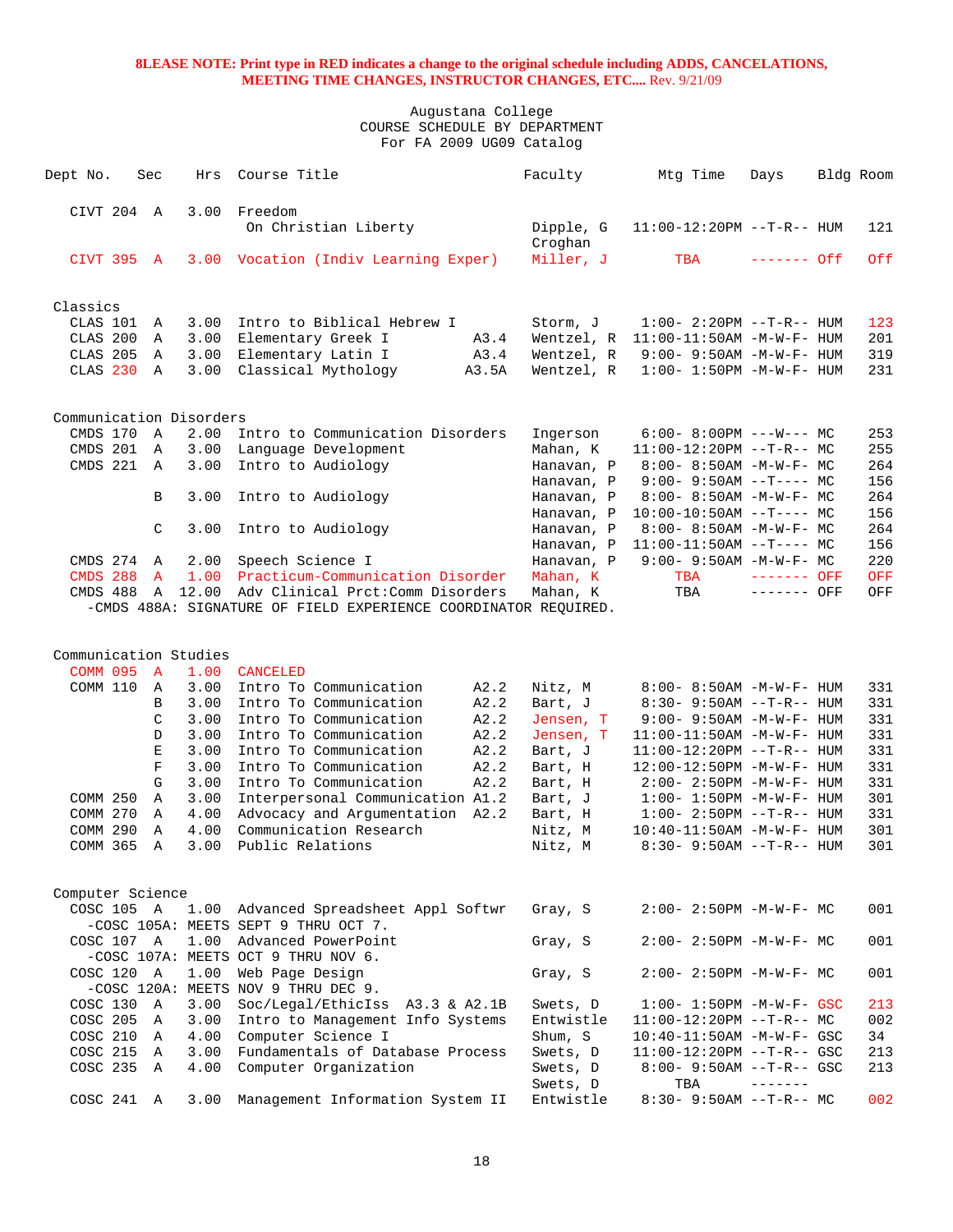**8LEASE NOTE: Print type in RED indicates a change to the original schedule including ADDS, CANCELATIONS, MEETING TIME CHANGES, INSTRUCTOR CHANGES, ETC....** Rev. 9/21/09

Augustana College
COURSE SCHEDULE BY DEPARTMENT
For FA 2009 UG09 Catalog

| Dept No. | Sec | Hrs | Course Title | | Faculty | Mtg Time | Days | Bldg | Room |
|---|---|---|---|---|---|---|---|---|---|
| CIVT 204 | A | 3.00 | Freedom | | | | | | |
| | | | On Christian Liberty | | Dipple, G Croghan | 11:00-12:20PM | --T-R-- | HUM | 121 |
| CIVT 395 | A | 3.00 | Vocation (Indiv Learning Exper) | | Miller, J | TBA | ------- | Off | Off |
| **Classics** | | | | | | | | | |
| CLAS 101 | A | 3.00 | Intro to Biblical Hebrew I | | Storm, J | 1:00- 2:20PM | --T-R-- | HUM | 123 |
| CLAS 200 | A | 3.00 | Elementary Greek I | A3.4 | Wentzel, R | 11:00-11:50AM | -M-W-F- | HUM | 201 |
| CLAS 205 | A | 3.00 | Elementary Latin I | A3.4 | Wentzel, R | 9:00- 9:50AM | -M-W-F- | HUM | 319 |
| CLAS 230 | A | 3.00 | Classical Mythology | A3.5A | Wentzel, R | 1:00- 1:50PM | -M-W-F- | HUM | 231 |
| **Communication Disorders** | | | | | | | | | |
| CMDS 170 | A | 2.00 | Intro to Communication Disorders | | Ingerson | 6:00- 8:00PM | ---W--- | MC | 253 |
| CMDS 201 | A | 3.00 | Language Development | | Mahan, K | 11:00-12:20PM | --T-R-- | MC | 255 |
| CMDS 221 | A | 3.00 | Intro to Audiology | | Hanavan, P | 8:00- 8:50AM | -M-W-F- | MC | 264 |
| | | | | | Hanavan, P | 9:00- 9:50AM | --T---- | MC | 156 |
| | B | 3.00 | Intro to Audiology | | Hanavan, P | 8:00- 8:50AM | -M-W-F- | MC | 264 |
| | | | | | Hanavan, P | 10:00-10:50AM | --T---- | MC | 156 |
| | C | 3.00 | Intro to Audiology | | Hanavan, P | 8:00- 8:50AM | -M-W-F- | MC | 264 |
| | | | | | Hanavan, P | 11:00-11:50AM | --T---- | MC | 156 |
| CMDS 274 | A | 2.00 | Speech Science I | | Hanavan, P | 9:00- 9:50AM | -M-W-F- | MC | 220 |
| CMDS 288 | A | 1.00 | Practicum-Communication Disorder | | Mahan, K | TBA | ------- | OFF | OFF |
| CMDS 488 | A | 12.00 | Adv Clinical Prct:Comm Disorders | | Mahan, K | TBA | ------- | OFF | OFF |
| -CMDS 488A: SIGNATURE OF FIELD EXPERIENCE COORDINATOR REQUIRED. | | | | | | | | | |
| **Communication Studies** | | | | | | | | | |
| COMM 095 | A | 1.00 | CANCELED | | | | | | |
| COMM 110 | A | 3.00 | Intro To Communication | A2.2 | Nitz, M | 8:00- 8:50AM | -M-W-F- | HUM | 331 |
| | B | 3.00 | Intro To Communication | A2.2 | Bart, J | 8:30- 9:50AM | --T-R-- | HUM | 331 |
| | C | 3.00 | Intro To Communication | A2.2 | Jensen, T | 9:00- 9:50AM | -M-W-F- | HUM | 331 |
| | D | 3.00 | Intro To Communication | A2.2 | Jensen, T | 11:00-11:50AM | -M-W-F- | HUM | 331 |
| | E | 3.00 | Intro To Communication | A2.2 | Bart, J | 11:00-12:20PM | --T-R-- | HUM | 331 |
| | F | 3.00 | Intro To Communication | A2.2 | Bart, H | 12:00-12:50PM | -M-W-F- | HUM | 331 |
| | G | 3.00 | Intro To Communication | A2.2 | Bart, H | 2:00- 2:50PM | -M-W-F- | HUM | 331 |
| COMM 250 | A | 3.00 | Interpersonal Communication | A1.2 | Bart, J | 1:00- 1:50PM | -M-W-F- | HUM | 301 |
| COMM 270 | A | 4.00 | Advocacy and Argumentation | A2.2 | Bart, H | 1:00- 2:50PM | --T-R-- | HUM | 331 |
| COMM 290 | A | 4.00 | Communication Research | | Nitz, M | 10:40-11:50AM | -M-W-F- | HUM | 301 |
| COMM 365 | A | 3.00 | Public Relations | | Nitz, M | 8:30- 9:50AM | --T-R-- | HUM | 301 |
| **Computer Science** | | | | | | | | | |
| COSC 105 | A | 1.00 | Advanced Spreadsheet Appl Softwr | | Gray, S | 2:00- 2:50PM | -M-W-F- | MC | 001 |
| -COSC 105A: MEETS SEPT 9 THRU OCT 7. | | | | | | | | | |
| COSC 107 | A | 1.00 | Advanced PowerPoint | | Gray, S | 2:00- 2:50PM | -M-W-F- | MC | 001 |
| -COSC 107A: MEETS OCT 9 THRU NOV 6. | | | | | | | | | |
| COSC 120 | A | 1.00 | Web Page Design | | Gray, S | 2:00- 2:50PM | -M-W-F- | MC | 001 |
| -COSC 120A: MEETS NOV 9 THRU DEC 9. | | | | | | | | | |
| COSC 130 | A | 3.00 | Soc/Legal/EthicIss | A3.3 & A2.1B | Swets, D | 1:00- 1:50PM | -M-W-F- | GSC | 213 |
| COSC 205 | A | 3.00 | Intro to Management Info Systems | | Entwistle | 11:00-12:20PM | --T-R-- | MC | 002 |
| COSC 210 | A | 4.00 | Computer Science I | | Shum, S | 10:40-11:50AM | -M-W-F- | GSC | 34 |
| COSC 215 | A | 3.00 | Fundamentals of Database Process | | Swets, D | 11:00-12:20PM | --T-R-- | GSC | 213 |
| COSC 235 | A | 4.00 | Computer Organization | | Swets, D | 8:00- 9:50AM | --T-R-- | GSC | 213 |
| | | | | | Swets, D | TBA | ------- | | |
| COSC 241 | A | 3.00 | Management Information System II | | Entwistle | 8:30- 9:50AM | --T-R-- | MC | 002 |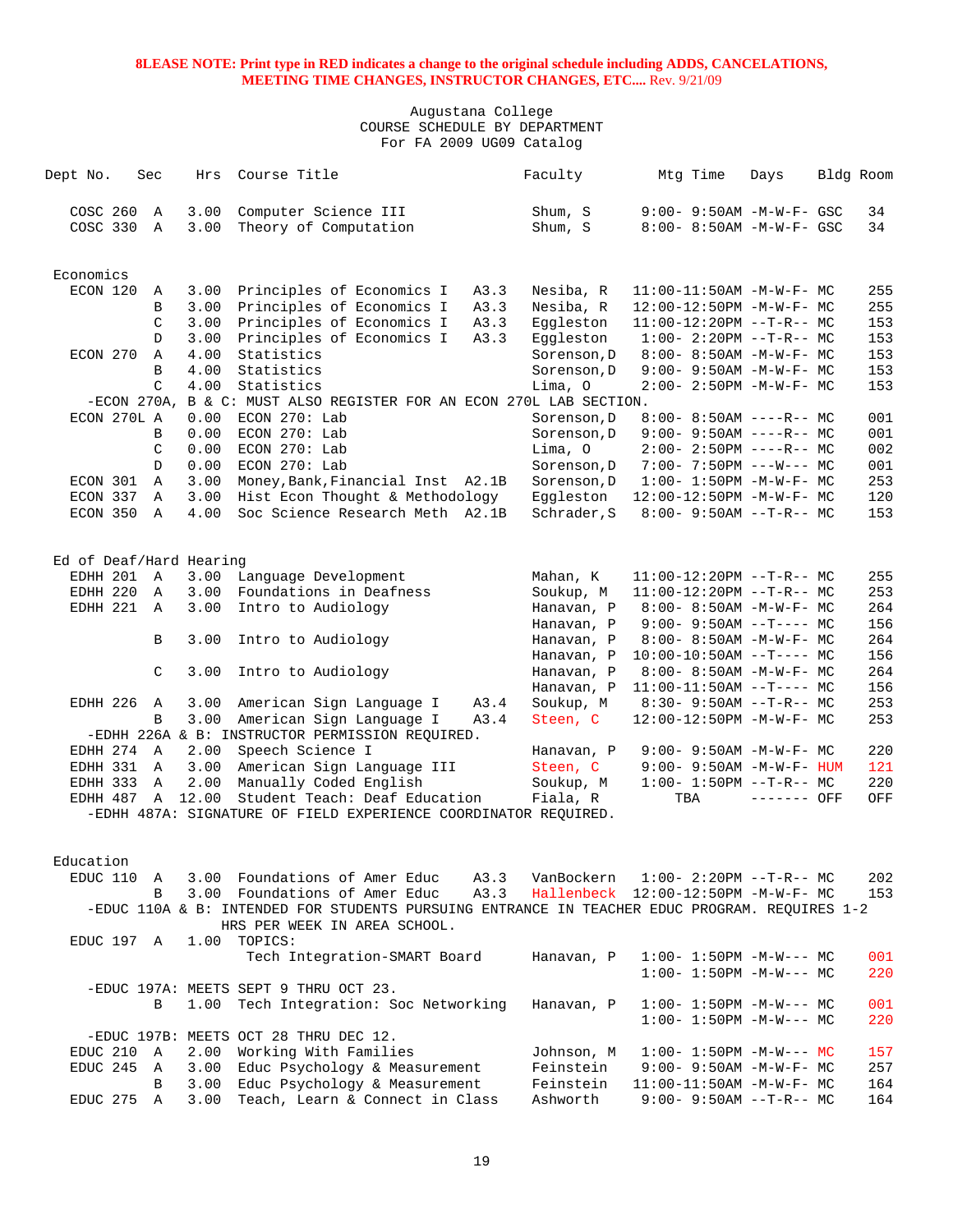**8LEASE NOTE: Print type in RED indicates a change to the original schedule including ADDS, CANCELATIONS, MEETING TIME CHANGES, INSTRUCTOR CHANGES, ETC....** Rev. 9/21/09

Augustana College
COURSE SCHEDULE BY DEPARTMENT
For FA 2009 UG09 Catalog

| Dept No. | Sec | Hrs | Course Title | | Faculty | Mtg Time | Days | Bldg | Room |
|---|---|---|---|---|---|---|---|---|---|
| COSC 260 | A | 3.00 | Computer Science III | | Shum, S | 9:00- 9:50AM | -M-W-F- | GSC | 34 |
| COSC 330 | A | 3.00 | Theory of Computation | | Shum, S | 8:00- 8:50AM | -M-W-F- | GSC | 34 |
| **Economics** | | | | | | | | | |
| ECON 120 | A | 3.00 | Principles of Economics I | A3.3 | Nesiba, R | 11:00-11:50AM | -M-W-F- | MC | 255 |
| | B | 3.00 | Principles of Economics I | A3.3 | Nesiba, R | 12:00-12:50PM | -M-W-F- | MC | 255 |
| | C | 3.00 | Principles of Economics I | A3.3 | Eggleston | 11:00-12:20PM | --T-R-- | MC | 153 |
| | D | 3.00 | Principles of Economics I | A3.3 | Eggleston | 1:00- 2:20PM | --T-R-- | MC | 153 |
| ECON 270 | A | 4.00 | Statistics | | Sorenson,D | 8:00- 8:50AM | -M-W-F- | MC | 153 |
| | B | 4.00 | Statistics | | Sorenson,D | 9:00- 9:50AM | -M-W-F- | MC | 153 |
| | C | 4.00 | Statistics | | Lima, O | 2:00- 2:50PM | -M-W-F- | MC | 153 |
| -ECON 270A, B & C: MUST ALSO REGISTER FOR AN ECON 270L LAB SECTION. | | | | | | | | | |
| ECON 270L | A | 0.00 | ECON 270: Lab | | Sorenson,D | 8:00- 8:50AM | ----R-- | MC | 001 |
| | B | 0.00 | ECON 270: Lab | | Sorenson,D | 9:00- 9:50AM | ----R-- | MC | 001 |
| | C | 0.00 | ECON 270: Lab | | Lima, O | 2:00- 2:50PM | ----R-- | MC | 002 |
| | D | 0.00 | ECON 270: Lab | | Sorenson,D | 7:00- 7:50PM | ---W--- | MC | 001 |
| ECON 301 | A | 3.00 | Money,Bank,Financial Inst | A2.1B | Sorenson,D | 1:00- 1:50PM | -M-W-F- | MC | 253 |
| ECON 337 | A | 3.00 | Hist Econ Thought & Methodology | | Eggleston | 12:00-12:50PM | -M-W-F- | MC | 120 |
| ECON 350 | A | 4.00 | Soc Science Research Meth | A2.1B | Schrader,S | 8:00- 9:50AM | --T-R-- | MC | 153 |
| **Ed of Deaf/Hard Hearing** | | | | | | | | | |
| EDHH 201 | A | 3.00 | Language Development | | Mahan, K | 11:00-12:20PM | --T-R-- | MC | 255 |
| EDHH 220 | A | 3.00 | Foundations in Deafness | | Soukup, M | 11:00-12:20PM | --T-R-- | MC | 253 |
| EDHH 221 | A | 3.00 | Intro to Audiology | | Hanavan, P | 8:00- 8:50AM | -M-W-F- | MC | 264 |
| | | | | | Hanavan, P | 9:00- 9:50AM | --T---- | MC | 156 |
| | B | 3.00 | Intro to Audiology | | Hanavan, P | 8:00- 8:50AM | -M-W-F- | MC | 264 |
| | | | | | Hanavan, P | 10:00-10:50AM | --T---- | MC | 156 |
| | C | 3.00 | Intro to Audiology | | Hanavan, P | 8:00- 8:50AM | -M-W-F- | MC | 264 |
| | | | | | Hanavan, P | 11:00-11:50AM | --T---- | MC | 156 |
| EDHH 226 | A | 3.00 | American Sign Language I | A3.4 | Soukup, M | 8:30- 9:50AM | --T-R-- | MC | 253 |
| | B | 3.00 | American Sign Language I | A3.4 | Steen, C | 12:00-12:50PM | -M-W-F- | MC | 253 |
| -EDHH 226A & B: INSTRUCTOR PERMISSION REQUIRED. | | | | | | | | | |
| EDHH 274 | A | 2.00 | Speech Science I | | Hanavan, P | 9:00- 9:50AM | -M-W-F- | MC | 220 |
| EDHH 331 | A | 3.00 | American Sign Language III | | Steen, C | 9:00- 9:50AM | -M-W-F- | HUM | 121 |
| EDHH 333 | A | 2.00 | Manually Coded English | | Soukup, M | 1:00- 1:50PM | --T-R-- | MC | 220 |
| EDHH 487 | A | 12.00 | Student Teach: Deaf Education | | Fiala, R | TBA | ------- | OFF | OFF |
| -EDHH 487A: SIGNATURE OF FIELD EXPERIENCE COORDINATOR REQUIRED. | | | | | | | | | |
| **Education** | | | | | | | | | |
| EDUC 110 | A | 3.00 | Foundations of Amer Educ | A3.3 | VanBockern | 1:00- 2:20PM | --T-R-- | MC | 202 |
| | B | 3.00 | Foundations of Amer Educ | A3.3 | Hallenbeck | 12:00-12:50PM | -M-W-F- | MC | 153 |
| -EDUC 110A & B: INTENDED FOR STUDENTS PURSUING ENTRANCE IN TEACHER EDUC PROGRAM. REQUIRES 1-2 HRS PER WEEK IN AREA SCHOOL. | | | | | | | | | |
| EDUC 197 | A | 1.00 | TOPICS: Tech Integration-SMART Board | | Hanavan, P | 1:00- 1:50PM | -M-W--- | MC | 001 |
| | | | | | | 1:00- 1:50PM | -M-W--- | MC | 220 |
| -EDUC 197A: MEETS SEPT 9 THRU OCT 23. | | | | | | | | | |
| | B | 1.00 | Tech Integration: Soc Networking | | Hanavan, P | 1:00- 1:50PM | -M-W--- | MC | 001 |
| | | | | | | 1:00- 1:50PM | -M-W--- | MC | 220 |
| -EDUC 197B: MEETS OCT 28 THRU DEC 12. | | | | | | | | | |
| EDUC 210 | A | 2.00 | Working With Families | | Johnson, M | 1:00- 1:50PM | -M-W--- | MC | 157 |
| EDUC 245 | A | 3.00 | Educ Psychology & Measurement | | Feinstein | 9:00- 9:50AM | -M-W-F- | MC | 257 |
| | B | 3.00 | Educ Psychology & Measurement | | Feinstein | 11:00-11:50AM | -M-W-F- | MC | 164 |
| EDUC 275 | A | 3.00 | Teach, Learn & Connect in Class | | Ashworth | 9:00- 9:50AM | --T-R-- | MC | 164 |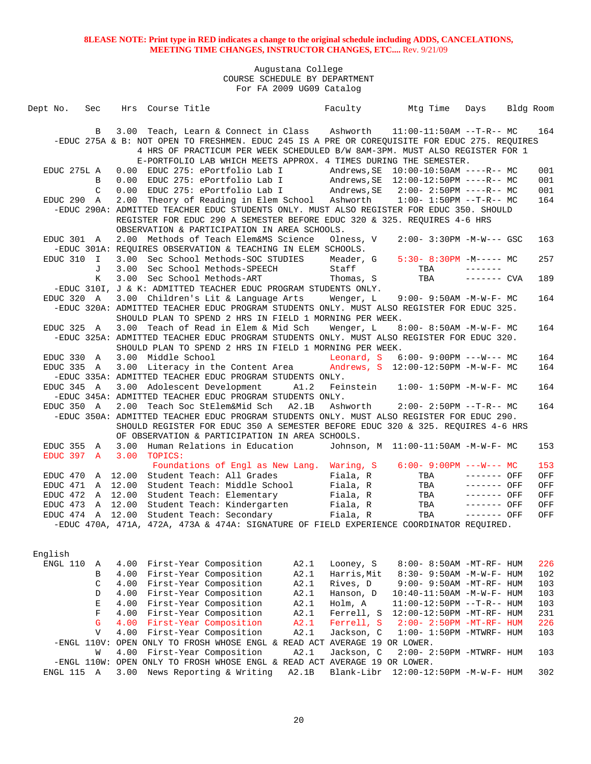**8LEASE NOTE: Print type in RED indicates a change to the original schedule including ADDS, CANCELATIONS, MEETING TIME CHANGES, INSTRUCTOR CHANGES, ETC....** Rev. 9/21/09

Augustana College
COURSE SCHEDULE BY DEPARTMENT
For FA 2009 UG09 Catalog

| Dept No. | Sec | Hrs | Course Title | | Faculty | Mtg Time | Days | Bldg | Room |
|---|---|---|---|---|---|---|---|---|---|
| | B | 3.00 | Teach, Learn & Connect in Class | | Ashworth | 11:00-11:50AM | --T-R-- | MC | 164 |
| -EDUC 275A & B: NOT OPEN TO FRESHMEN. EDUC 245 IS A PRE OR COREQUISITE FOR EDUC 275. REQUIRES 4 HRS OF PRACTICUM PER WEEK SCHEDULED B/W 8AM-3PM. MUST ALSO REGISTER FOR 1 E-PORTFOLIO LAB WHICH MEETS APPROX. 4 TIMES DURING THE SEMESTER. | | | | | | | | | |
| EDUC 275L | A | 0.00 | EDUC 275: ePortfolio Lab I | | Andrews,SE | 10:00-10:50AM | ----R-- | MC | 001 |
| | B | 0.00 | EDUC 275: ePortfolio Lab I | | Andrews,SE | 12:00-12:50PM | ----R-- | MC | 001 |
| | C | 0.00 | EDUC 275: ePortfolio Lab I | | Andrews,SE | 2:00- 2:50PM | ----R-- | MC | 001 |
| EDUC 290 | A | 2.00 | Theory of Reading in Elem School | | Ashworth | 1:00- 1:50PM | --T-R-- | MC | 164 |
| -EDUC 290A: ADMITTED TEACHER EDUC STUDENTS ONLY. MUST ALSO REGISTER FOR EDUC 350. SHOULD REGISTER FOR EDUC 290 A SEMESTER BEFORE EDUC 320 & 325. REQUIRES 4-6 HRS OBSERVATION & PARTICIPATION IN AREA SCHOOLS. | | | | | | | | | |
| EDUC 301 | A | 2.00 | Methods of Teach Elem&MS Science | | Olness, V | 2:00- 3:30PM | -M-W--- | GSC | 163 |
| -EDUC 301A: REQUIRES OBSERVATION & TEACHING IN ELEM SCHOOLS. | | | | | | | | | |
| EDUC 310 | I | 3.00 | Sec School Methods-SOC STUDIES | | Meader, G | 5:30- 8:30PM | -M----- | MC | 257 |
| | J | 3.00 | Sec School Methods-SPEECH | | Staff | TBA | ------- | | |
| | K | 3.00 | Sec School Methods-ART | | Thomas, S | TBA | ------- | CVA | 189 |
| -EDUC 310I, J & K: ADMITTED TEACHER EDUC PROGRAM STUDENTS ONLY. | | | | | | | | | |
| EDUC 320 | A | 3.00 | Children's Lit & Language Arts | | Wenger, L | 9:00- 9:50AM | -M-W-F- | MC | 164 |
| -EDUC 320A: ADMITTED TEACHER EDUC PROGRAM STUDENTS ONLY. MUST ALSO REGISTER FOR EDUC 325. SHOULD PLAN TO SPEND 2 HRS IN FIELD 1 MORNING PER WEEK. | | | | | | | | | |
| EDUC 325 | A | 3.00 | Teach of Read in Elem & Mid Sch | | Wenger, L | 8:00- 8:50AM | -M-W-F- | MC | 164 |
| -EDUC 325A: ADMITTED TEACHER EDUC PROGRAM STUDENTS ONLY. MUST ALSO REGISTER FOR EDUC 320. SHOULD PLAN TO SPEND 2 HRS IN FIELD 1 MORNING PER WEEK. | | | | | | | | | |
| EDUC 330 | A | 3.00 | Middle School | | Leonard, S | 6:00- 9:00PM | ---W--- | MC | 164 |
| EDUC 335 | A | 3.00 | Literacy in the Content Area | | Andrews, S | 12:00-12:50PM | -M-W-F- | MC | 164 |
| -EDUC 335A: ADMITTED TEACHER EDUC PROGRAM STUDENTS ONLY. | | | | | | | | | |
| EDUC 345 | A | 3.00 | Adolescent Development | A1.2 | Feinstein | 1:00- 1:50PM | -M-W-F- | MC | 164 |
| -EDUC 345A: ADMITTED TEACHER EDUC PROGRAM STUDENTS ONLY. | | | | | | | | | |
| EDUC 350 | A | 2.00 | Teach Soc StElem&Mid Sch | A2.1B | Ashworth | 2:00- 2:50PM | --T-R-- | MC | 164 |
| -EDUC 350A: ADMITTED TEACHER EDUC PROGRAM STUDENTS ONLY. MUST ALSO REGISTER FOR EDUC 290. SHOULD REGISTER FOR EDUC 350 A SEMESTER BEFORE EDUC 320 & 325. REQUIRES 4-6 HRS OF OBSERVATION & PARTICIPATION IN AREA SCHOOLS. | | | | | | | | | |
| EDUC 355 | A | 3.00 | Human Relations in Education | | Johnson, M | 11:00-11:50AM | -M-W-F- | MC | 153 |
| EDUC 397 | A | 3.00 | TOPICS: | | | | | | |
| | | | Foundations of Engl as New Lang. | | Waring, S | 6:00- 9:00PM | ---W--- | MC | 153 |
| EDUC 470 | A | 12.00 | Student Teach: All Grades | | Fiala, R | TBA | ------- | OFF | OFF |
| EDUC 471 | A | 12.00 | Student Teach: Middle School | | Fiala, R | TBA | ------- | OFF | OFF |
| EDUC 472 | A | 12.00 | Student Teach: Elementary | | Fiala, R | TBA | ------- | OFF | OFF |
| EDUC 473 | A | 12.00 | Student Teach: Kindergarten | | Fiala, R | TBA | ------- | OFF | OFF |
| EDUC 474 | A | 12.00 | Student Teach: Secondary | | Fiala, R | TBA | ------- | OFF | OFF |
| -EDUC 470A, 471A, 472A, 473A & 474A: SIGNATURE OF FIELD EXPERIENCE COORDINATOR REQUIRED. | | | | | | | | | |

## English

| Dept No. | Sec | Hrs | Course Title | | Faculty | Mtg Time | Days | Bldg | Room |
|---|---|---|---|---|---|---|---|---|---|
| ENGL 110 | A | 4.00 | First-Year Composition | A2.1 | Looney, S | 8:00- 8:50AM | -MT-RF- | HUM | 226 |
| | B | 4.00 | First-Year Composition | A2.1 | Harris,Mit | 8:30- 9:50AM | -M-W-F- | HUM | 102 |
| | C | 4.00 | First-Year Composition | A2.1 | Rives, D | 9:00- 9:50AM | -MT-RF- | HUM | 103 |
| | D | 4.00 | First-Year Composition | A2.1 | Hanson, D | 10:40-11:50AM | -M-W-F- | HUM | 103 |
| | E | 4.00 | First-Year Composition | A2.1 | Holm, A | 11:00-12:50PM | --T-R-- | HUM | 103 |
| | F | 4.00 | First-Year Composition | A2.1 | Ferrell, S | 12:00-12:50PM | -MT-RF- | HUM | 231 |
| | G | 4.00 | First-Year Composition | A2.1 | Ferrell, S | 2:00- 2:50PM | -MT-RF- | HUM | 226 |
| | V | 4.00 | First-Year Composition | A2.1 | Jackson, C | 1:00- 1:50PM | -MTWRF- | HUM | 103 |
| -ENGL 110V: OPEN ONLY TO FROSH WHOSE ENGL & READ ACT AVERAGE 19 OR LOWER. | | | | | | | | | |
| | W | 4.00 | First-Year Composition | A2.1 | Jackson, C | 2:00- 2:50PM | -MTWRF- | HUM | 103 |
| -ENGL 110W: OPEN ONLY TO FROSH WHOSE ENGL & READ ACT AVERAGE 19 OR LOWER. | | | | | | | | | |
| ENGL 115 | A | 3.00 | News Reporting & Writing | A2.1B | Blank-Libr | 12:00-12:50PM | -M-W-F- | HUM | 302 |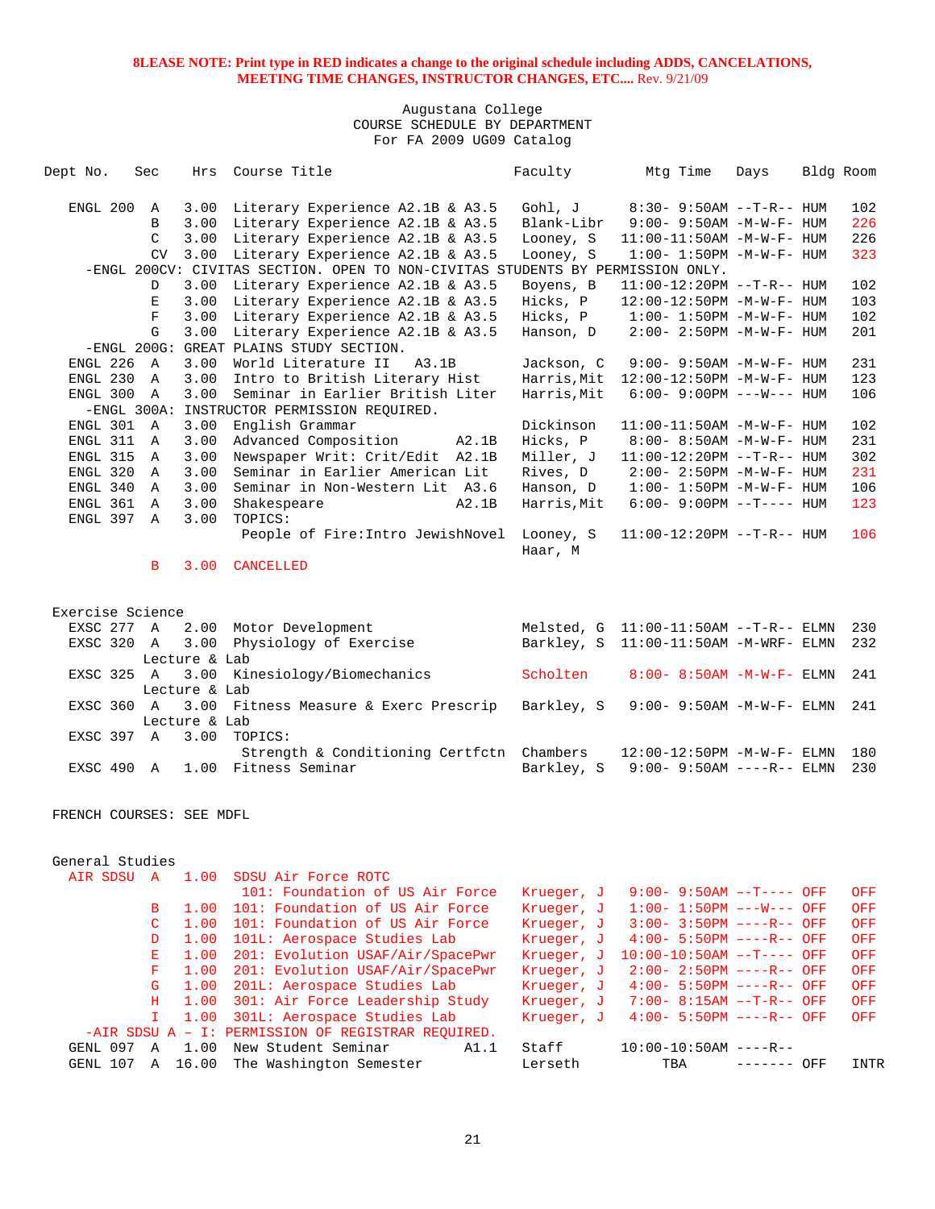**8LEASE NOTE: Print type in RED indicates a change to the original schedule including ADDS, CANCELATIONS, MEETING TIME CHANGES, INSTRUCTOR CHANGES, ETC....** Rev. 9/21/09

Augustana College
COURSE SCHEDULE BY DEPARTMENT
For FA 2009 UG09 Catalog

| Dept No. | Sec | Hrs | Course Title | Faculty | Mtg Time | Days | Bldg | Room |
|---|---|---|---|---|---|---|---|---|
| ENGL 200 | A | 3.00 | Literary Experience A2.1B & A3.5 | Gohl, J | 8:30- 9:50AM | --T-R-- | HUM | 102 |
| | B | 3.00 | Literary Experience A2.1B & A3.5 | Blank-Libr | 9:00- 9:50AM | -M-W-F- | HUM | 226 |
| | C | 3.00 | Literary Experience A2.1B & A3.5 | Looney, S | 11:00-11:50AM | -M-W-F- | HUM | 226 |
| | CV | 3.00 | Literary Experience A2.1B & A3.5 | Looney, S | 1:00- 1:50PM | -M-W-F- | HUM | 323 |
| -ENGL 200CV: CIVITAS SECTION. OPEN TO NON-CIVITAS STUDENTS BY PERMISSION ONLY. | | | | | | | | |
| | D | 3.00 | Literary Experience A2.1B & A3.5 | Boyens, B | 11:00-12:20PM | --T-R-- | HUM | 102 |
| | E | 3.00 | Literary Experience A2.1B & A3.5 | Hicks, P | 12:00-12:50PM | -M-W-F- | HUM | 103 |
| | F | 3.00 | Literary Experience A2.1B & A3.5 | Hicks, P | 1:00- 1:50PM | -M-W-F- | HUM | 102 |
| | G | 3.00 | Literary Experience A2.1B & A3.5 | Hanson, D | 2:00- 2:50PM | -M-W-F- | HUM | 201 |
| -ENGL 200G: GREAT PLAINS STUDY SECTION. | | | | | | | | |
| ENGL 226 | A | 3.00 | World Literature II A3.1B | Jackson, C | 9:00- 9:50AM | -M-W-F- | HUM | 231 |
| ENGL 230 | A | 3.00 | Intro to British Literary Hist | Harris,Mit | 12:00-12:50PM | -M-W-F- | HUM | 123 |
| ENGL 300 | A | 3.00 | Seminar in Earlier British Liter | Harris,Mit | 6:00- 9:00PM | ---W--- | HUM | 106 |
| -ENGL 300A: INSTRUCTOR PERMISSION REQUIRED. | | | | | | | | |
| ENGL 301 | A | 3.00 | English Grammar | Dickinson | 11:00-11:50AM | -M-W-F- | HUM | 102 |
| ENGL 311 | A | 3.00 | Advanced Composition A2.1B | Hicks, P | 8:00- 8:50AM | -M-W-F- | HUM | 231 |
| ENGL 315 | A | 3.00 | Newspaper Writ: Crit/Edit A2.1B | Miller, J | 11:00-12:20PM | --T-R-- | HUM | 302 |
| ENGL 320 | A | 3.00 | Seminar in Earlier American Lit | Rives, D | 2:00- 2:50PM | -M-W-F- | HUM | 231 |
| ENGL 340 | A | 3.00 | Seminar in Non-Western Lit A3.6 | Hanson, D | 1:00- 1:50PM | -M-W-F- | HUM | 106 |
| ENGL 361 | A | 3.00 | Shakespeare A2.1B | Harris,Mit | 6:00- 9:00PM | --T---- | HUM | 123 |
| ENGL 397 | A | 3.00 | TOPICS: People of Fire:Intro JewishNovel | Looney, S; Haar, M | 11:00-12:20PM | --T-R-- | HUM | 106 |
| | B | 3.00 | CANCELLED | | | | | |

## Exercise Science

| Dept No. | Sec | Hrs | Course Title | Faculty | Mtg Time | Days | Bldg | Room |
|---|---|---|---|---|---|---|---|---|
| EXSC 277 | A | 2.00 | Motor Development | Melsted, G | 11:00-11:50AM | --T-R-- | ELMN | 230 |
| EXSC 320 | A | 3.00 | Physiology of Exercise (Lecture & Lab) | Barkley, S | 11:00-11:50AM | -M-WRF- | ELMN | 232 |
| EXSC 325 | A | 3.00 | Kinesiology/Biomechanics (Lecture & Lab) | Scholten | 8:00- 8:50AM | -M-W-F- | ELMN | 241 |
| EXSC 360 | A | 3.00 | Fitness Measure & Exerc Prescrip (Lecture & Lab) | Barkley, S | 9:00- 9:50AM | -M-W-F- | ELMN | 241 |
| EXSC 397 | A | 3.00 | TOPICS: Strength & Conditioning Certfctn | Chambers | 12:00-12:50PM | -M-W-F- | ELMN | 180 |
| EXSC 490 | A | 1.00 | Fitness Seminar | Barkley, S | 9:00- 9:50AM | ----R-- | ELMN | 230 |

FRENCH COURSES: SEE MDFL

## General Studies

| Dept No. | Sec | Hrs | Course Title | Faculty | Mtg Time | Days | Bldg | Room |
|---|---|---|---|---|---|---|---|---|
| AIR SDSU | A | 1.00 | SDSU Air Force ROTC 101: Foundation of US Air Force | Krueger, J | 9:00- 9:50AM | --T---- | OFF | OFF |
| | B | 1.00 | 101: Foundation of US Air Force | Krueger, J | 1:00- 1:50PM | ---W--- | OFF | OFF |
| | C | 1.00 | 101: Foundation of US Air Force | Krueger, J | 3:00- 3:50PM | ----R-- | OFF | OFF |
| | D | 1.00 | 101L: Aerospace Studies Lab | Krueger, J | 4:00- 5:50PM | ----R-- | OFF | OFF |
| | E | 1.00 | 201: Evolution USAF/Air/SpacePwr | Krueger, J | 10:00-10:50AM | --T---- | OFF | OFF |
| | F | 1.00 | 201: Evolution USAF/Air/SpacePwr | Krueger, J | 2:00- 2:50PM | ----R-- | OFF | OFF |
| | G | 1.00 | 201L: Aerospace Studies Lab | Krueger, J | 4:00- 5:50PM | ----R-- | OFF | OFF |
| | H | 1.00 | 301: Air Force Leadership Study | Krueger, J | 7:00- 8:15AM | --T-R-- | OFF | OFF |
| | I | 1.00 | 301L: Aerospace Studies Lab | Krueger, J | 4:00- 5:50PM | ----R-- | OFF | OFF |
| -AIR SDSU A – I: PERMISSION OF REGISTRAR REQUIRED. | | | | | | | | |
| GENL 097 | A | 1.00 | New Student Seminar A1.1 | Staff | 10:00-10:50AM | ----R-- | | |
| GENL 107 | A | 16.00 | The Washington Semester | Lerseth | TBA | ------- | OFF | INTR |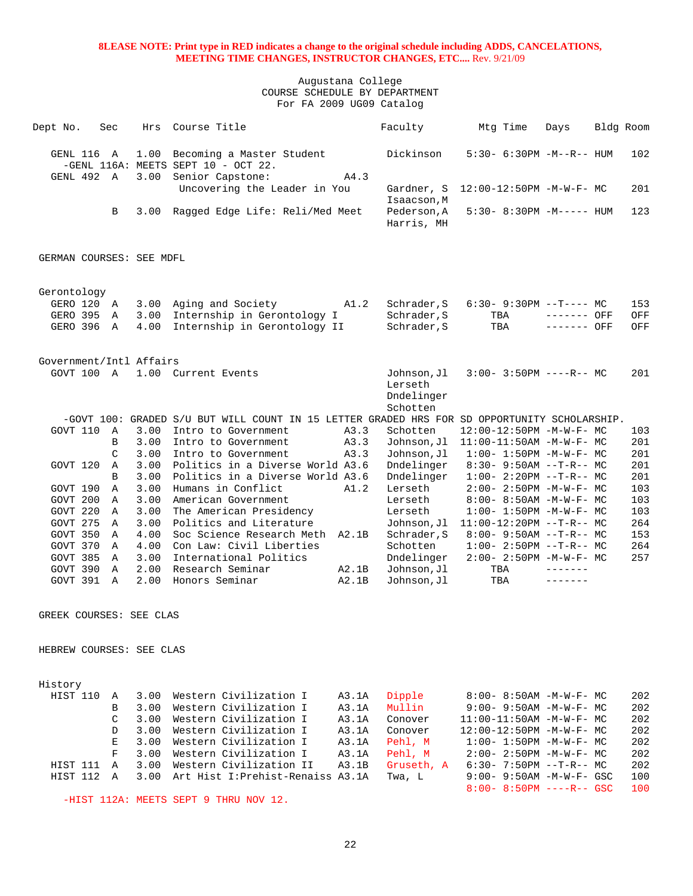**8LEASE NOTE: Print type in RED indicates a change to the original schedule including ADDS, CANCELATIONS, MEETING TIME CHANGES, INSTRUCTOR CHANGES, ETC....** Rev. 9/21/09

Augustana College
COURSE SCHEDULE BY DEPARTMENT
For FA 2009 UG09 Catalog

| Dept No. | Sec | Hrs | Course Title | | Faculty | Mtg Time | Days | Bldg | Room |
|---|---|---|---|---|---|---|---|---|---|
| GENL 116 | A | 1.00 | Becoming a Master Student | | Dickinson | 5:30- 6:30PM | -M--R-- | HUM | 102 |
| -GENL 116A: MEETS SEPT 10 - OCT 22. | | | | | | | | | |
| GENL 492 | A | 3.00 | Senior Capstone: Uncovering the Leader in You | A4.3 | Gardner, S Isaacson,M | 12:00-12:50PM | -M-W-F- | MC | 201 |
| | B | 3.00 | Ragged Edge Life: Reli/Med Meet | | Pederson,A Harris, MH | 5:30- 8:30PM | -M----- | HUM | 123 |

GERMAN COURSES: SEE MDFL

## Gerontology

| Dept No. | Sec | Hrs | Course Title | | Faculty | Mtg Time | Days | Bldg | Room |
|---|---|---|---|---|---|---|---|---|---|
| GERO 120 | A | 3.00 | Aging and Society | A1.2 | Schrader,S | 6:30- 9:30PM | --T---- | MC | 153 |
| GERO 395 | A | 3.00 | Internship in Gerontology I | | Schrader,S | TBA | ------- | OFF | OFF |
| GERO 396 | A | 4.00 | Internship in Gerontology II | | Schrader,S | TBA | ------- | OFF | OFF |

## Government/Intl Affairs

| Dept No. | Sec | Hrs | Course Title | | Faculty | Mtg Time | Days | Bldg | Room |
|---|---|---|---|---|---|---|---|---|---|
| GOVT 100 | A | 1.00 | Current Events | | Johnson,Jl Lerseth Dndelinger Schotten | 3:00- 3:50PM | ----R-- | MC | 201 |
| -GOVT 100: GRADED S/U BUT WILL COUNT IN 15 LETTER GRADED HRS FOR SD OPPORTUNITY SCHOLARSHIP. | | | | | | | | | |
| GOVT 110 | A | 3.00 | Intro to Government | A3.3 | Schotten | 12:00-12:50PM | -M-W-F- | MC | 103 |
| | B | 3.00 | Intro to Government | A3.3 | Johnson,Jl | 11:00-11:50AM | -M-W-F- | MC | 201 |
| | C | 3.00 | Intro to Government | A3.3 | Johnson,Jl | 1:00- 1:50PM | -M-W-F- | MC | 201 |
| GOVT 120 | A | 3.00 | Politics in a Diverse World | A3.6 | Dndelinger | 8:30- 9:50AM | --T-R-- | MC | 201 |
| | B | 3.00 | Politics in a Diverse World | A3.6 | Dndelinger | 1:00- 2:20PM | --T-R-- | MC | 201 |
| GOVT 190 | A | 3.00 | Humans in Conflict | A1.2 | Lerseth | 2:00- 2:50PM | -M-W-F- | MC | 103 |
| GOVT 200 | A | 3.00 | American Government | | Lerseth | 8:00- 8:50AM | -M-W-F- | MC | 103 |
| GOVT 220 | A | 3.00 | The American Presidency | | Lerseth | 1:00- 1:50PM | -M-W-F- | MC | 103 |
| GOVT 275 | A | 3.00 | Politics and Literature | | Johnson,Jl | 11:00-12:20PM | --T-R-- | MC | 264 |
| GOVT 350 | A | 4.00 | Soc Science Research Meth | A2.1B | Schrader,S | 8:00- 9:50AM | --T-R-- | MC | 153 |
| GOVT 370 | A | 4.00 | Con Law: Civil Liberties | | Schotten | 1:00- 2:50PM | --T-R-- | MC | 264 |
| GOVT 385 | A | 3.00 | International Politics | | Dndelinger | 2:00- 2:50PM | -M-W-F- | MC | 257 |
| GOVT 390 | A | 2.00 | Research Seminar | A2.1B | Johnson,Jl | TBA | ------- | | |
| GOVT 391 | A | 2.00 | Honors Seminar | A2.1B | Johnson,Jl | TBA | ------- | | |

GREEK COURSES: SEE CLAS

HEBREW COURSES: SEE CLAS

## History

| Dept No. | Sec | Hrs | Course Title | | Faculty | Mtg Time | Days | Bldg | Room |
|---|---|---|---|---|---|---|---|---|---|
| HIST 110 | A | 3.00 | Western Civilization I | A3.1A | Dipple | 8:00- 8:50AM | -M-W-F- | MC | 202 |
| | B | 3.00 | Western Civilization I | A3.1A | Mullin | 9:00- 9:50AM | -M-W-F- | MC | 202 |
| | C | 3.00 | Western Civilization I | A3.1A | Conover | 11:00-11:50AM | -M-W-F- | MC | 202 |
| | D | 3.00 | Western Civilization I | A3.1A | Conover | 12:00-12:50PM | -M-W-F- | MC | 202 |
| | E | 3.00 | Western Civilization I | A3.1A | Pehl, M | 1:00- 1:50PM | -M-W-F- | MC | 202 |
| | F | 3.00 | Western Civilization I | A3.1A | Pehl, M | 2:00- 2:50PM | -M-W-F- | MC | 202 |
| HIST 111 | A | 3.00 | Western Civilization II | A3.1B | Gruseth, A | 6:30- 7:50PM | --T-R-- | MC | 202 |
| HIST 112 | A | 3.00 | Art Hist I:Prehist-Renaiss | A3.1A | Twa, L | 9:00- 9:50AM | -M-W-F- | GSC | 100 |
| | | | | | | 8:00- 8:50PM | ----R-- | GSC | 100 |
| -HIST 112A: MEETS SEPT 9 THRU NOV 12. | | | | | | | | | |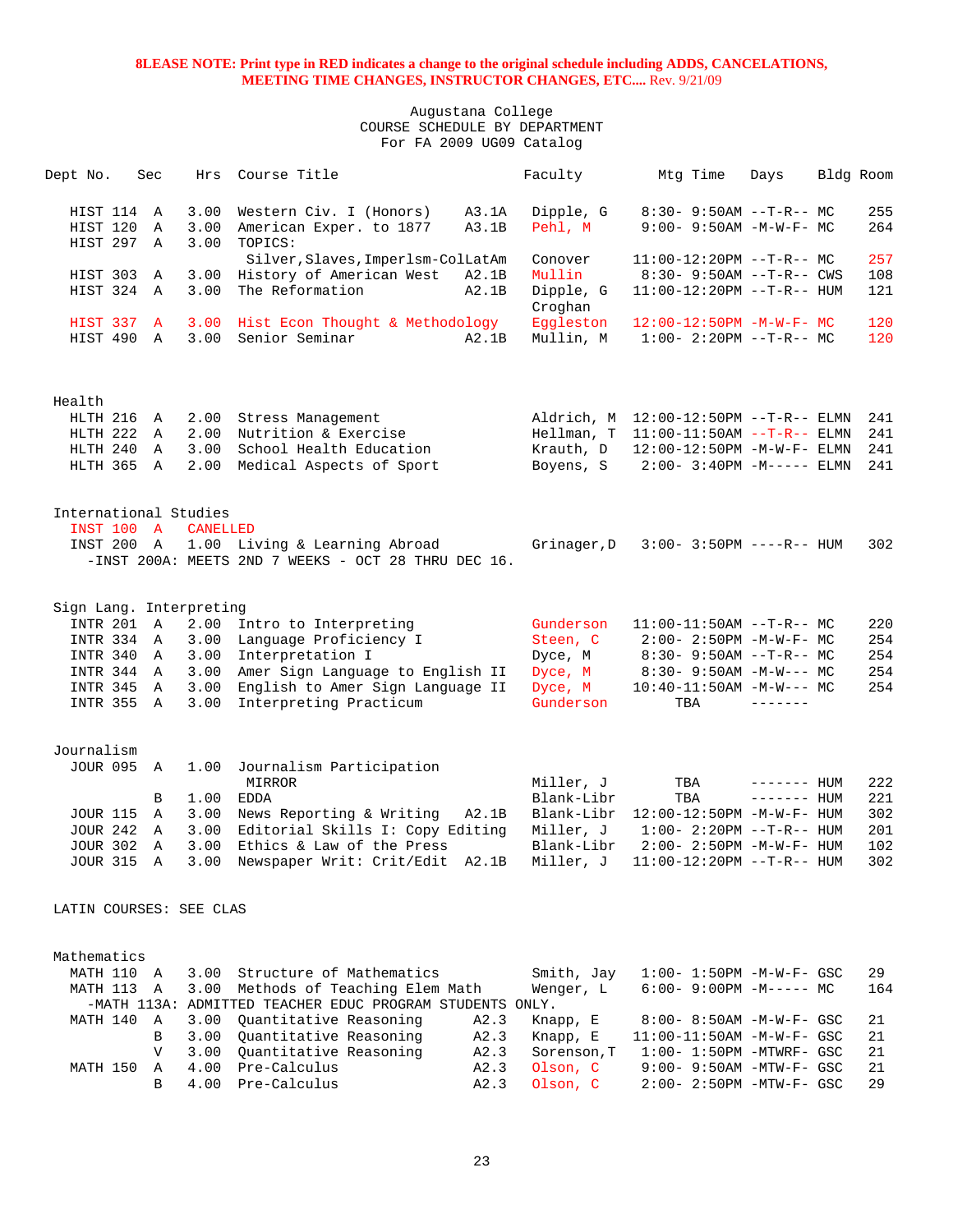**8LEASE NOTE: Print type in RED indicates a change to the original schedule including ADDS, CANCELATIONS, MEETING TIME CHANGES, INSTRUCTOR CHANGES, ETC....** Rev. 9/21/09

Augustana College
COURSE SCHEDULE BY DEPARTMENT
For FA 2009 UG09 Catalog

| Dept No. | Sec | Hrs | Course Title | | Faculty | Mtg Time | Days | Bldg | Room |
|---|---|---|---|---|---|---|---|---|---|
| HIST 114 | A | 3.00 | Western Civ. I (Honors) | A3.1A | Dipple, G | 8:30- 9:50AM | --T-R-- | MC | 255 |
| HIST 120 | A | 3.00 | American Exper. to 1877 | A3.1B | Pehl, M | 9:00- 9:50AM | -M-W-F- | MC | 264 |
| HIST 297 | A | 3.00 | TOPICS: Silver,Slaves,Imperlsm-ColLatAm | | Conover | 11:00-12:20PM | --T-R-- | MC | 257 |
| HIST 303 | A | 3.00 | History of American West | A2.1B | Mullin | 8:30- 9:50AM | --T-R-- | CWS | 108 |
| HIST 324 | A | 3.00 | The Reformation | A2.1B | Dipple, G Croghan | 11:00-12:20PM | --T-R-- | HUM | 121 |
| HIST 337 | A | 3.00 | Hist Econ Thought & Methodology | | Eggleston | 12:00-12:50PM | -M-W-F- | MC | 120 |
| HIST 490 | A | 3.00 | Senior Seminar | A2.1B | Mullin, M | 1:00- 2:20PM | --T-R-- | MC | 120 |
| **Health** | | | | | | | | | |
| HLTH 216 | A | 2.00 | Stress Management | | Aldrich, M | 12:00-12:50PM | --T-R-- | ELMN | 241 |
| HLTH 222 | A | 2.00 | Nutrition & Exercise | | Hellman, T | 11:00-11:50AM | --T-R-- | ELMN | 241 |
| HLTH 240 | A | 3.00 | School Health Education | | Krauth, D | 12:00-12:50PM | -M-W-F- | ELMN | 241 |
| HLTH 365 | A | 2.00 | Medical Aspects of Sport | | Boyens, S | 2:00- 3:40PM | -M----- | ELMN | 241 |
| **International Studies** | | | | | | | | | |
| INST 100 | A | CANELLED | | | | | | | |
| INST 200 | A | 1.00 | Living & Learning Abroad | | Grinager,D | 3:00- 3:50PM | ----R-- | HUM | 302 |
| | | | -INST 200A: MEETS 2ND 7 WEEKS - OCT 28 THRU DEC 16. | | | | | | |
| **Sign Lang. Interpreting** | | | | | | | | | |
| INTR 201 | A | 2.00 | Intro to Interpreting | | Gunderson | 11:00-11:50AM | --T-R-- | MC | 220 |
| INTR 334 | A | 3.00 | Language Proficiency I | | Steen, C | 2:00- 2:50PM | -M-W-F- | MC | 254 |
| INTR 340 | A | 3.00 | Interpretation I | | Dyce, M | 8:30- 9:50AM | --T-R-- | MC | 254 |
| INTR 344 | A | 3.00 | Amer Sign Language to English II | | Dyce, M | 8:30- 9:50AM | -M-W--- | MC | 254 |
| INTR 345 | A | 3.00 | English to Amer Sign Language II | | Dyce, M | 10:40-11:50AM | -M-W--- | MC | 254 |
| INTR 355 | A | 3.00 | Interpreting Practicum | | Gunderson | TBA | ------- | | |
| **Journalism** | | | | | | | | | |
| JOUR 095 | A | 1.00 | Journalism Participation MIRROR | | Miller, J | TBA | ------- | HUM | 222 |
| | B | 1.00 | EDDA | | Blank-Libr | TBA | ------- | HUM | 221 |
| JOUR 115 | A | 3.00 | News Reporting & Writing | A2.1B | Blank-Libr | 12:00-12:50PM | -M-W-F- | HUM | 302 |
| JOUR 242 | A | 3.00 | Editorial Skills I: Copy Editing | | Miller, J | 1:00- 2:20PM | --T-R-- | HUM | 201 |
| JOUR 302 | A | 3.00 | Ethics & Law of the Press | | Blank-Libr | 2:00- 2:50PM | -M-W-F- | HUM | 102 |
| JOUR 315 | A | 3.00 | Newspaper Writ: Crit/Edit | A2.1B | Miller, J | 11:00-12:20PM | --T-R-- | HUM | 302 |
| **LATIN COURSES: SEE CLAS** | | | | | | | | | |
| **Mathematics** | | | | | | | | | |
| MATH 110 | A | 3.00 | Structure of Mathematics | | Smith, Jay | 1:00- 1:50PM | -M-W-F- | GSC | 29 |
| MATH 113 | A | 3.00 | Methods of Teaching Elem Math | | Wenger, L | 6:00- 9:00PM | -M----- | MC | 164 |
| | | | -MATH 113A: ADMITTED TEACHER EDUC PROGRAM STUDENTS ONLY. | | | | | | |
| MATH 140 | A | 3.00 | Quantitative Reasoning | A2.3 | Knapp, E | 8:00- 8:50AM | -M-W-F- | GSC | 21 |
| | B | 3.00 | Quantitative Reasoning | A2.3 | Knapp, E | 11:00-11:50AM | -M-W-F- | GSC | 21 |
| | V | 3.00 | Quantitative Reasoning | A2.3 | Sorenson,T | 1:00- 1:50PM | -MTWRF- | GSC | 21 |
| MATH 150 | A | 4.00 | Pre-Calculus | A2.3 | Olson, C | 9:00- 9:50AM | -MTW-F- | GSC | 21 |
| | B | 4.00 | Pre-Calculus | A2.3 | Olson, C | 2:00- 2:50PM | -MTW-F- | GSC | 29 |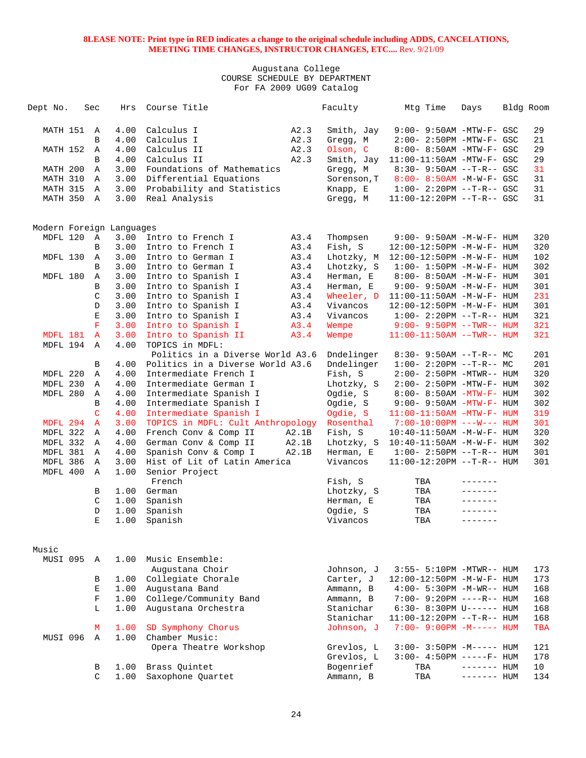**8LEASE NOTE: Print type in RED indicates a change to the original schedule including ADDS, CANCELATIONS, MEETING TIME CHANGES, INSTRUCTOR CHANGES, ETC....** Rev. 9/21/09

Augustana College
COURSE SCHEDULE BY DEPARTMENT
For FA 2009 UG09 Catalog

| Dept No. | Sec | Hrs | Course Title | | Faculty | Mtg Time | Days | Bldg | Room |
|---|---|---|---|---|---|---|---|---|---|
| MATH 151 | A | 4.00 | Calculus I | A2.3 | Smith, Jay | 9:00- 9:50AM | -MTW-F- | GSC | 29 |
| | B | 4.00 | Calculus I | A2.3 | Gregg, M | 2:00- 2:50PM | -MTW-F- | GSC | 21 |
| MATH 152 | A | 4.00 | Calculus II | A2.3 | Olson, C | 8:00- 8:50AM | -MTW-F- | GSC | 29 |
| | B | 4.00 | Calculus II | A2.3 | Smith, Jay | 11:00-11:50AM | -MTW-F- | GSC | 29 |
| MATH 200 | A | 3.00 | Foundations of Mathematics | | Gregg, M | 8:30- 9:50AM | --T-R-- | GSC | 31 |
| MATH 310 | A | 3.00 | Differential Equations | | Sorenson,T | 8:00- 8:50AM | -M-W-F- | GSC | 31 |
| MATH 315 | A | 3.00 | Probability and Statistics | | Knapp, E | 1:00- 2:20PM | --T-R-- | GSC | 31 |
| MATH 350 | A | 3.00 | Real Analysis | | Gregg, M | 11:00-12:20PM | --T-R-- | GSC | 31 |

Modern Foreign Languages

| Dept No. | Sec | Hrs | Course Title | | Faculty | Mtg Time | Days | Bldg | Room |
|---|---|---|---|---|---|---|---|---|---|
| MDFL 120 | A | 3.00 | Intro to French I | A3.4 | Thompsen | 9:00- 9:50AM | -M-W-F- | HUM | 320 |
| | B | 3.00 | Intro to French I | A3.4 | Fish, S | 12:00-12:50PM | -M-W-F- | HUM | 320 |
| MDFL 130 | A | 3.00 | Intro to German I | A3.4 | Lhotzky, M | 12:00-12:50PM | -M-W-F- | HUM | 102 |
| | B | 3.00 | Intro to German I | A3.4 | Lhotzky, S | 1:00- 1:50PM | -M-W-F- | HUM | 302 |
| MDFL 180 | A | 3.00 | Intro to Spanish I | A3.4 | Herman, E | 8:00- 8:50AM | -M-W-F- | HUM | 301 |
| | B | 3.00 | Intro to Spanish I | A3.4 | Herman, E | 9:00- 9:50AM | -M-W-F- | HUM | 301 |
| | C | 3.00 | Intro to Spanish I | A3.4 | Wheeler, D | 11:00-11:50AM | -M-W-F- | HUM | 231 |
| | D | 3.00 | Intro to Spanish I | A3.4 | Vivancos | 12:00-12:50PM | -M-W-F- | HUM | 301 |
| | E | 3.00 | Intro to Spanish I | A3.4 | Vivancos | 1:00- 2:20PM | --T-R-- | HUM | 321 |
| | F | 3.00 | Intro to Spanish I | A3.4 | Wempe | 9:00- 9:50PM | --TWR-- | HUM | 321 |
| MDFL 181 | A | 3.00 | Intro to Spanish II | A3.4 | Wempe | 11:00-11:50AM | --TWR-- | HUM | 321 |
| MDFL 194 | A | 4.00 | TOPICS in MDFL: | | | | | | |
| | | | Politics in a Diverse World | A3.6 | Dndelinger | 8:30- 9:50AM | --T-R-- | MC | 201 |
| | B | 4.00 | Politics in a Diverse World | A3.6 | Dndelinger | 1:00- 2:20PM | --T-R-- | MC | 201 |
| MDFL 220 | A | 4.00 | Intermediate French I | | Fish, S | 2:00- 2:50PM | -MTWR-- | HUM | 320 |
| MDFL 230 | A | 4.00 | Intermediate German I | | Lhotzky, S | 2:00- 2:50PM | -MTW-F- | HUM | 302 |
| MDFL 280 | A | 4.00 | Intermediate Spanish I | | Ogdie, S | 8:00- 8:50AM | -MTW-F- | HUM | 302 |
| | B | 4.00 | Intermediate Spanish I | | Ogdie, S | 9:00- 9:50AM | -MTW-F- | HUM | 302 |
| | C | 4.00 | Intermediate Spanish I | | Ogdie, S | 11:00-11:50AM | -MTW-F- | HUM | 319 |
| MDFL 294 | A | 3.00 | TOPICS in MDFL: Cult Anthropology | | Rosenthal | 7:00-10:00PM | ---W--- | HUM | 301 |
| MDFL 322 | A | 4.00 | French Conv & Comp II | A2.1B | Fish, S | 10:40-11:50AM | -M-W-F- | HUM | 320 |
| MDFL 332 | A | 4.00 | German Conv & Comp II | A2.1B | Lhotzky, S | 10:40-11:50AM | -M-W-F- | HUM | 302 |
| MDFL 381 | A | 4.00 | Spanish Conv & Comp I | A2.1B | Herman, E | 1:00- 2:50PM | --T-R-- | HUM | 301 |
| MDFL 386 | A | 3.00 | Hist of Lit of Latin America | | Vivancos | 11:00-12:20PM | --T-R-- | HUM | 301 |
| MDFL 400 | A | 1.00 | Senior Project | | | | | | |
| | | | French | | Fish, S | TBA | ------- | | |
| | B | 1.00 | German | | Lhotzky, S | TBA | ------- | | |
| | C | 1.00 | Spanish | | Herman, E | TBA | ------- | | |
| | D | 1.00 | Spanish | | Ogdie, S | TBA | ------- | | |
| | E | 1.00 | Spanish | | Vivancos | TBA | ------- | | |

Music

| Dept No. | Sec | Hrs | Course Title | | Faculty | Mtg Time | Days | Bldg | Room |
|---|---|---|---|---|---|---|---|---|---|
| MUSI 095 | A | 1.00 | Music Ensemble: | | | | | | |
| | | | Augustana Choir | | Johnson, J | 3:55- 5:10PM | -MTWR-- | HUM | 173 |
| | B | 1.00 | Collegiate Chorale | | Carter, J | 12:00-12:50PM | -M-W-F- | HUM | 173 |
| | E | 1.00 | Augustana Band | | Ammann, B | 4:00- 5:30PM | -M-WR-- | HUM | 168 |
| | F | 1.00 | College/Community Band | | Ammann, B | 7:00- 9:20PM | ----R-- | HUM | 168 |
| | L | 1.00 | Augustana Orchestra | | Stanichar | 6:30- 8:30PM | U------ | HUM | 168 |
| | | | | | Stanichar | 11:00-12:20PM | --T-R-- | HUM | 168 |
| | M | 1.00 | SD Symphony Chorus | | Johnson, J | 7:00- 9:00PM | -M----- | HUM | TBA |
| MUSI 096 | A | 1.00 | Chamber Music: | | | | | | |
| | | | Opera Theatre Workshop | | Grevlos, L | 3:00- 3:50PM | -M----- | HUM | 121 |
| | | | | | Grevlos, L | 3:00- 4:50PM | -----F- | HUM | 178 |
| | B | 1.00 | Brass Quintet | | Bogenrief | TBA | ------- | HUM | 10 |
| | C | 1.00 | Saxophone Quartet | | Ammann, B | TBA | ------- | HUM | 134 |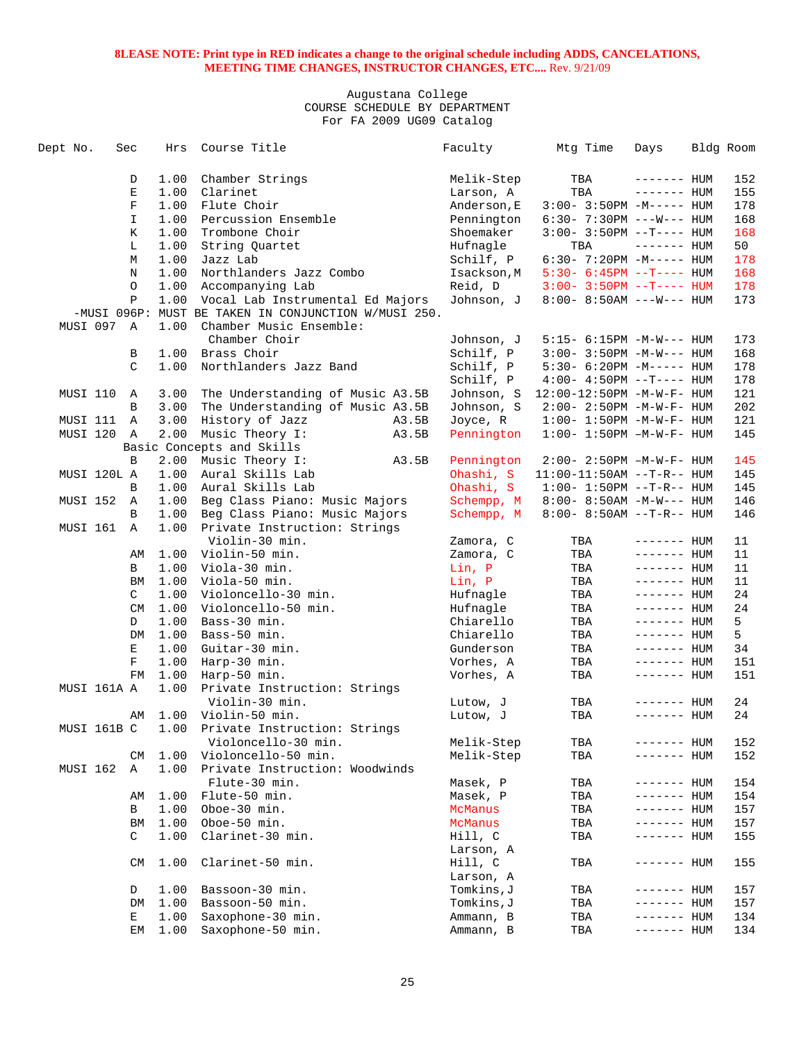**8LEASE NOTE: Print type in RED indicates a change to the original schedule including ADDS, CANCELATIONS, MEETING TIME CHANGES, INSTRUCTOR CHANGES, ETC....** Rev. 9/21/09

Augustana College
COURSE SCHEDULE BY DEPARTMENT
For FA 2009 UG09 Catalog

| Dept No. | Sec | Hrs | Course Title | Faculty | Mtg Time | Days | Bldg | Room |
|---|---|---|---|---|---|---|---|---|
| | D | 1.00 | Chamber Strings | Melik-Step | TBA | ------- | HUM | 152 |
| | E | 1.00 | Clarinet | Larson, A | TBA | ------- | HUM | 155 |
| | F | 1.00 | Flute Choir | Anderson,E | 3:00- 3:50PM | -M----- | HUM | 178 |
| | I | 1.00 | Percussion Ensemble | Pennington | 6:30- 7:30PM | ---W--- | HUM | 168 |
| | K | 1.00 | Trombone Choir | Shoemaker | 3:00- 3:50PM | --T---- | HUM | 168 |
| | L | 1.00 | String Quartet | Hufnagle | TBA | ------- | HUM | 50 |
| | M | 1.00 | Jazz Lab | Schilf, P | 6:30- 7:20PM | -M----- | HUM | 178 |
| | N | 1.00 | Northlanders Jazz Combo | Isackson,M | 5:30- 6:45PM | --T---- | HUM | 168 |
| | O | 1.00 | Accompanying Lab | Reid, D | 3:00- 3:50PM | --T---- | HUM | 178 |
| | P | 1.00 | Vocal Lab Instrumental Ed Majors | Johnson, J | 8:00- 8:50AM | ---W--- | HUM | 173 |
| -MUSI 096P: MUST BE TAKEN IN CONJUNCTION W/MUSI 250. | | | | | | | | |
| MUSI 097 | A | 1.00 | Chamber Music Ensemble: Chamber Choir | Johnson, J | 5:15- 6:15PM | -M-W--- | HUM | 173 |
| | B | 1.00 | Brass Choir | Schilf, P | 3:00- 3:50PM | -M-W--- | HUM | 168 |
| | C | 1.00 | Northlanders Jazz Band | Schilf, P | 5:30- 6:20PM | -M----- | HUM | 178 |
| | | | | Schilf, P | 4:00- 4:50PM | --T---- | HUM | 178 |
| MUSI 110 | A | 3.00 | The Understanding of Music A3.5B | Johnson, S | 12:00-12:50PM | -M-W-F- | HUM | 121 |
| | B | 3.00 | The Understanding of Music A3.5B | Johnson, S | 2:00- 2:50PM | -M-W-F- | HUM | 202 |
| MUSI 111 | A | 3.00 | History of Jazz A3.5B | Joyce, R | 1:00- 1:50PM | -M-W-F- | HUM | 121 |
| MUSI 120 | A | 2.00 | Music Theory I: A3.5B Basic Concepts and Skills | Pennington | 1:00- 1:50PM | –M-W-F- | HUM | 145 |
| | B | 2.00 | Music Theory I: A3.5B | Pennington | 2:00- 2:50PM | –M-W-F- | HUM | 145 |
| MUSI 120L | A | 1.00 | Aural Skills Lab | Ohashi, S | 11:00-11:50AM | --T-R-- | HUM | 145 |
| | B | 1.00 | Aural Skills Lab | Ohashi, S | 1:00- 1:50PM | --T-R-- | HUM | 145 |
| MUSI 152 | A | 1.00 | Beg Class Piano: Music Majors | Schempp, M | 8:00- 8:50AM | -M-W--- | HUM | 146 |
| | B | 1.00 | Beg Class Piano: Music Majors | Schempp, M | 8:00- 8:50AM | --T-R-- | HUM | 146 |
| MUSI 161 | A | 1.00 | Private Instruction: Strings Violin-30 min. | Zamora, C | TBA | ------- | HUM | 11 |
| | AM | 1.00 | Violin-50 min. | Zamora, C | TBA | ------- | HUM | 11 |
| | B | 1.00 | Viola-30 min. | Lin, P | TBA | ------- | HUM | 11 |
| | BM | 1.00 | Viola-50 min. | Lin, P | TBA | ------- | HUM | 11 |
| | C | 1.00 | Violoncello-30 min. | Hufnagle | TBA | ------- | HUM | 24 |
| | CM | 1.00 | Violoncello-50 min. | Hufnagle | TBA | ------- | HUM | 24 |
| | D | 1.00 | Bass-30 min. | Chiarello | TBA | ------- | HUM | 5 |
| | DM | 1.00 | Bass-50 min. | Chiarello | TBA | ------- | HUM | 5 |
| | E | 1.00 | Guitar-30 min. | Gunderson | TBA | ------- | HUM | 34 |
| | F | 1.00 | Harp-30 min. | Vorhes, A | TBA | ------- | HUM | 151 |
| | FM | 1.00 | Harp-50 min. | Vorhes, A | TBA | ------- | HUM | 151 |
| MUSI 161A | A | 1.00 | Private Instruction: Strings Violin-30 min. | Lutow, J | TBA | ------- | HUM | 24 |
| | AM | 1.00 | Violin-50 min. | Lutow, J | TBA | ------- | HUM | 24 |
| MUSI 161B | C | 1.00 | Private Instruction: Strings Violoncello-30 min. | Melik-Step | TBA | ------- | HUM | 152 |
| | CM | 1.00 | Violoncello-50 min. | Melik-Step | TBA | ------- | HUM | 152 |
| MUSI 162 | A | 1.00 | Private Instruction: Woodwinds Flute-30 min. | Masek, P | TBA | ------- | HUM | 154 |
| | AM | 1.00 | Flute-50 min. | Masek, P | TBA | ------- | HUM | 154 |
| | B | 1.00 | Oboe-30 min. | McManus | TBA | ------- | HUM | 157 |
| | BM | 1.00 | Oboe-50 min. | McManus | TBA | ------- | HUM | 157 |
| | C | 1.00 | Clarinet-30 min. | Hill, C / Larson, A | TBA | ------- | HUM | 155 |
| | CM | 1.00 | Clarinet-50 min. | Hill, C / Larson, A | TBA | ------- | HUM | 155 |
| | D | 1.00 | Bassoon-30 min. | Tomkins,J | TBA | ------- | HUM | 157 |
| | DM | 1.00 | Bassoon-50 min. | Tomkins,J | TBA | ------- | HUM | 157 |
| | E | 1.00 | Saxophone-30 min. | Ammann, B | TBA | ------- | HUM | 134 |
| | EM | 1.00 | Saxophone-50 min. | Ammann, B | TBA | ------- | HUM | 134 |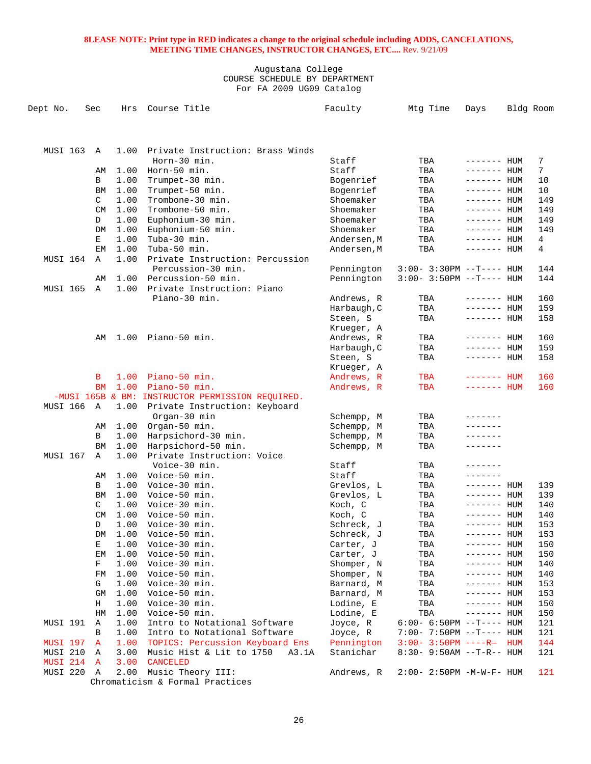**8LEASE NOTE: Print type in RED indicates a change to the original schedule including ADDS, CANCELATIONS, MEETING TIME CHANGES, INSTRUCTOR CHANGES, ETC....** Rev. 9/21/09

Augustana College
COURSE SCHEDULE BY DEPARTMENT
For FA 2009 UG09 Catalog

| Dept No. | Sec | Hrs | Course Title | Faculty | Mtg Time | Days | Bldg | Room |
|---|---|---|---|---|---|---|---|---|
| MUSI 163 | A | 1.00 | Private Instruction: Brass Winds | | | | | |
| | | | Horn-30 min. | Staff | TBA | ------- | HUM | 7 |
| | AM | 1.00 | Horn-50 min. | Staff | TBA | ------- | HUM | 7 |
| | B | 1.00 | Trumpet-30 min. | Bogenrief | TBA | ------- | HUM | 10 |
| | BM | 1.00 | Trumpet-50 min. | Bogenrief | TBA | ------- | HUM | 10 |
| | C | 1.00 | Trombone-30 min. | Shoemaker | TBA | ------- | HUM | 149 |
| | CM | 1.00 | Trombone-50 min. | Shoemaker | TBA | ------- | HUM | 149 |
| | D | 1.00 | Euphonium-30 min. | Shoemaker | TBA | ------- | HUM | 149 |
| | DM | 1.00 | Euphonium-50 min. | Shoemaker | TBA | ------- | HUM | 149 |
| | E | 1.00 | Tuba-30 min. | Andersen,M | TBA | ------- | HUM | 4 |
| | EM | 1.00 | Tuba-50 min. | Andersen,M | TBA | ------- | HUM | 4 |
| MUSI 164 | A | 1.00 | Private Instruction: Percussion | | | | | |
| | | | Percussion-30 min. | Pennington | 3:00- 3:30PM | --T---- | HUM | 144 |
| | AM | 1.00 | Percussion-50 min. | Pennington | 3:00- 3:50PM | --T---- | HUM | 144 |
| MUSI 165 | A | 1.00 | Private Instruction: Piano | | | | | |
| | | | Piano-30 min. | Andrews, R | TBA | ------- | HUM | 160 |
| | | | | Harbaugh,C | TBA | ------- | HUM | 159 |
| | | | | Steen, S | TBA | ------- | HUM | 158 |
| | | | | Krueger, A | | | | |
| | AM | 1.00 | Piano-50 min. | Andrews, R | TBA | ------- | HUM | 160 |
| | | | | Harbaugh,C | TBA | ------- | HUM | 159 |
| | | | | Steen, S | TBA | ------- | HUM | 158 |
| | | | | Krueger, A | | | | |
| | B | 1.00 | Piano-50 min. | Andrews, R | TBA | ------- | HUM | 160 |
| | BM | 1.00 | Piano-50 min. | Andrews, R | TBA | ------- | HUM | 160 |
| -MUSI 165B & BM: INSTRUCTOR PERMISSION REQUIRED. | | | | | | | | |
| MUSI 166 | A | 1.00 | Private Instruction: Keyboard | | | | | |
| | | | Organ-30 min | Schempp, M | TBA | ------- | | |
| | AM | 1.00 | Organ-50 min. | Schempp, M | TBA | ------- | | |
| | B | 1.00 | Harpsichord-30 min. | Schempp, M | TBA | ------- | | |
| | BM | 1.00 | Harpsichord-50 min. | Schempp, M | TBA | ------- | | |
| MUSI 167 | A | 1.00 | Private Instruction: Voice | | | | | |
| | | | Voice-30 min. | Staff | TBA | ------- | | |
| | AM | 1.00 | Voice-50 min. | Staff | TBA | ------- | | |
| | B | 1.00 | Voice-30 min. | Grevlos, L | TBA | ------- | HUM | 139 |
| | BM | 1.00 | Voice-50 min. | Grevlos, L | TBA | ------- | HUM | 139 |
| | C | 1.00 | Voice-30 min. | Koch, C | TBA | ------- | HUM | 140 |
| | CM | 1.00 | Voice-50 min. | Koch, C | TBA | ------- | HUM | 140 |
| | D | 1.00 | Voice-30 min. | Schreck, J | TBA | ------- | HUM | 153 |
| | DM | 1.00 | Voice-50 min. | Schreck, J | TBA | ------- | HUM | 153 |
| | E | 1.00 | Voice-30 min. | Carter, J | TBA | ------- | HUM | 150 |
| | EM | 1.00 | Voice-50 min. | Carter, J | TBA | ------- | HUM | 150 |
| | F | 1.00 | Voice-30 min. | Shomper, N | TBA | ------- | HUM | 140 |
| | FM | 1.00 | Voice-50 min. | Shomper, N | TBA | ------- | HUM | 140 |
| | G | 1.00 | Voice-30 min. | Barnard, M | TBA | ------- | HUM | 153 |
| | GM | 1.00 | Voice-50 min. | Barnard, M | TBA | ------- | HUM | 153 |
| | H | 1.00 | Voice-30 min. | Lodine, E | TBA | ------- | HUM | 150 |
| | HM | 1.00 | Voice-50 min. | Lodine, E | TBA | ------- | HUM | 150 |
| MUSI 191 | A | 1.00 | Intro to Notational Software | Joyce, R | 6:00- 6:50PM | --T---- | HUM | 121 |
| | B | 1.00 | Intro to Notational Software | Joyce, R | 7:00- 7:50PM | --T---- | HUM | 121 |
| MUSI 197 | A | 1.00 | TOPICS: Percussion Keyboard Ens | Pennington | 3:00- 3:50PM | ----R– | HUM | 144 |
| MUSI 210 | A | 3.00 | Music Hist & Lit to 1750 A3.1A | Stanichar | 8:30- 9:50AM | --T-R-- | HUM | 121 |
| MUSI 214 | A | 3.00 | CANCELED | | | | | |
| MUSI 220 | A | 2.00 | Music Theory III: Chromaticism & Formal Practices | Andrews, R | 2:00- 2:50PM | -M-W-F- | HUM | 121 |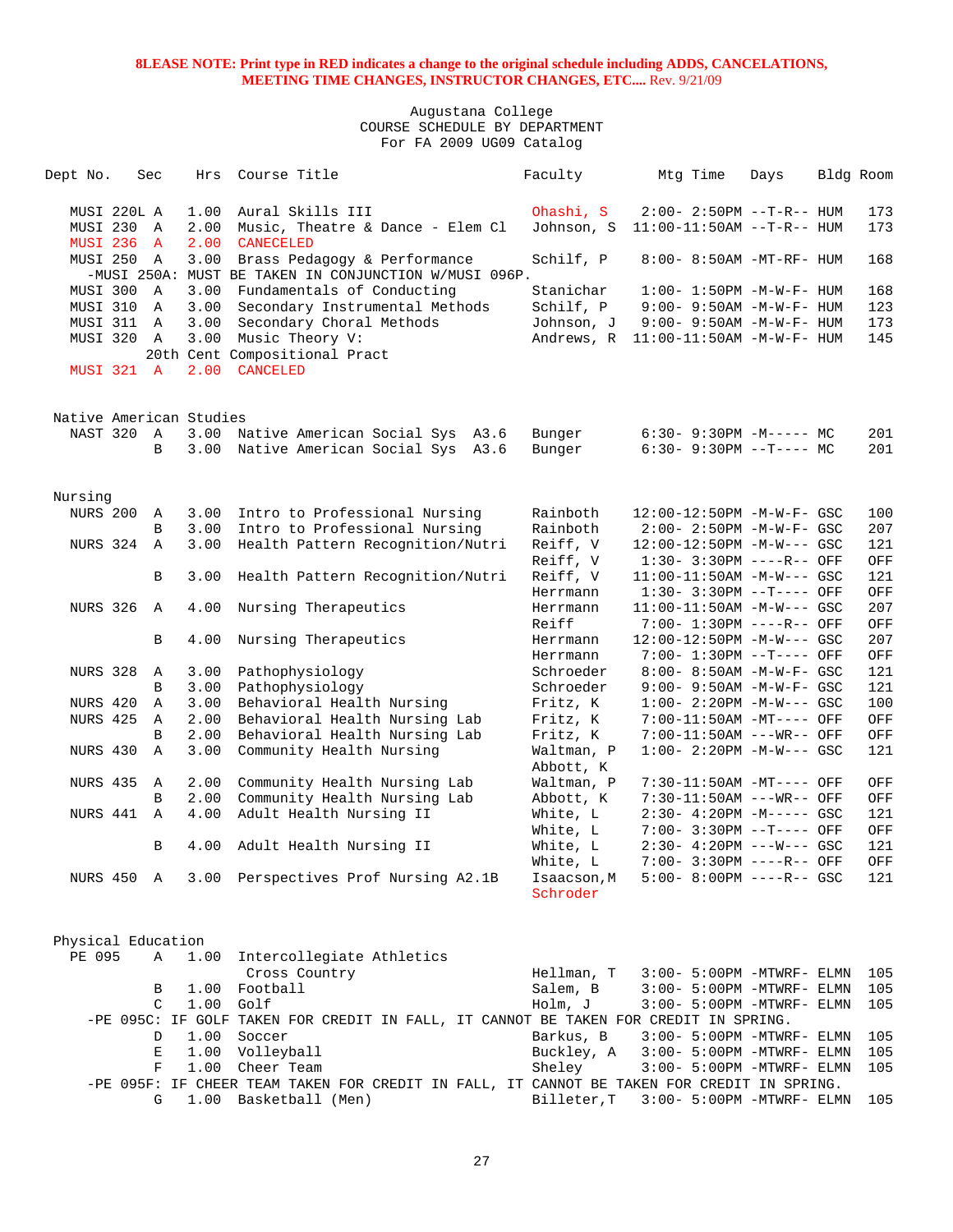**8LEASE NOTE: Print type in RED indicates a change to the original schedule including ADDS, CANCELATIONS, MEETING TIME CHANGES, INSTRUCTOR CHANGES, ETC....** Rev. 9/21/09

Augustana College
COURSE SCHEDULE BY DEPARTMENT
For FA 2009 UG09 Catalog

| Dept No. | Sec | Hrs | Course Title | Faculty | Mtg Time | Days | Bldg | Room |
|---|---|---|---|---|---|---|---|---|
| MUSI 220L | A | 1.00 | Aural Skills III | Ohashi, S | 2:00- 2:50PM | --T-R-- | HUM | 173 |
| MUSI 230 | A | 2.00 | Music, Theatre & Dance - Elem Cl | Johnson, S | 11:00-11:50AM | --T-R-- | HUM | 173 |
| MUSI 236 | A | 2.00 | CANECELED | | | | | |
| MUSI 250 | A | 3.00 | Brass Pedagogy & Performance | Schilf, P | 8:00- 8:50AM | -MT-RF- | HUM | 168 |
| -MUSI 250A: MUST BE TAKEN IN CONJUNCTION W/MUSI 096P. | | | | | | | | |
| MUSI 300 | A | 3.00 | Fundamentals of Conducting | Stanichar | 1:00- 1:50PM | -M-W-F- | HUM | 168 |
| MUSI 310 | A | 3.00 | Secondary Instrumental Methods | Schilf, P | 9:00- 9:50AM | -M-W-F- | HUM | 123 |
| MUSI 311 | A | 3.00 | Secondary Choral Methods | Johnson, J | 9:00- 9:50AM | -M-W-F- | HUM | 173 |
| MUSI 320 | A | 3.00 | Music Theory V: 20th Cent Compositional Pract | Andrews, R | 11:00-11:50AM | -M-W-F- | HUM | 145 |
| MUSI 321 | A | 2.00 | CANCELED | | | | | |

## Native American Studies

| Dept No. | Sec | Hrs | Course Title | Faculty | Mtg Time | Days | Bldg | Room |
|---|---|---|---|---|---|---|---|---|
| NAST 320 | A | 3.00 | Native American Social Sys A3.6 | Bunger | 6:30- 9:30PM | -M----- | MC | 201 |
| | B | 3.00 | Native American Social Sys A3.6 | Bunger | 6:30- 9:30PM | --T---- | MC | 201 |

## Nursing

| Dept No. | Sec | Hrs | Course Title | Faculty | Mtg Time | Days | Bldg | Room |
|---|---|---|---|---|---|---|---|---|
| NURS 200 | A | 3.00 | Intro to Professional Nursing | Rainboth | 12:00-12:50PM | -M-W-F- | GSC | 100 |
| | B | 3.00 | Intro to Professional Nursing | Rainboth | 2:00- 2:50PM | -M-W-F- | GSC | 207 |
| NURS 324 | A | 3.00 | Health Pattern Recognition/Nutri | Reiff, V | 12:00-12:50PM | -M-W--- | GSC | 121 |
| | | | | Reiff, V | 1:30- 3:30PM | ----R-- | OFF | OFF |
| | B | 3.00 | Health Pattern Recognition/Nutri | Reiff, V | 11:00-11:50AM | -M-W--- | GSC | 121 |
| | | | | Herrmann | 1:30- 3:30PM | --T---- | OFF | OFF |
| NURS 326 | A | 4.00 | Nursing Therapeutics | Herrmann | 11:00-11:50AM | -M-W--- | GSC | 207 |
| | | | | Reiff | 7:00- 1:30PM | ----R-- | OFF | OFF |
| | B | 4.00 | Nursing Therapeutics | Herrmann | 12:00-12:50PM | -M-W--- | GSC | 207 |
| | | | | Herrmann | 7:00- 1:30PM | --T---- | OFF | OFF |
| NURS 328 | A | 3.00 | Pathophysiology | Schroeder | 8:00- 8:50AM | -M-W-F- | GSC | 121 |
| | B | 3.00 | Pathophysiology | Schroeder | 9:00- 9:50AM | -M-W-F- | GSC | 121 |
| NURS 420 | A | 3.00 | Behavioral Health Nursing | Fritz, K | 1:00- 2:20PM | -M-W--- | GSC | 100 |
| NURS 425 | A | 2.00 | Behavioral Health Nursing Lab | Fritz, K | 7:00-11:50AM | -MT---- | OFF | OFF |
| | B | 2.00 | Behavioral Health Nursing Lab | Fritz, K | 7:00-11:50AM | ---WR-- | OFF | OFF |
| NURS 430 | A | 3.00 | Community Health Nursing | Waltman, P | 1:00- 2:20PM | -M-W--- | GSC | 121 |
| | | | | Abbott, K | | | | |
| NURS 435 | A | 2.00 | Community Health Nursing Lab | Waltman, P | 7:30-11:50AM | -MT---- | OFF | OFF |
| | B | 2.00 | Community Health Nursing Lab | Abbott, K | 7:30-11:50AM | ---WR-- | OFF | OFF |
| NURS 441 | A | 4.00 | Adult Health Nursing II | White, L | 2:30- 4:20PM | -M----- | GSC | 121 |
| | | | | White, L | 7:00- 3:30PM | --T---- | OFF | OFF |
| | B | 4.00 | Adult Health Nursing II | White, L | 2:30- 4:20PM | ---W--- | GSC | 121 |
| | | | | White, L | 7:00- 3:30PM | ----R-- | OFF | OFF |
| NURS 450 | A | 3.00 | Perspectives Prof Nursing A2.1B | Isaacson,M | 5:00- 8:00PM | ----R-- | GSC | 121 |
| | | | | Schroder | | | | |

## Physical Education

| Dept No. | Sec | Hrs | Course Title | Faculty | Mtg Time | Days | Bldg | Room |
|---|---|---|---|---|---|---|---|---|
| PE 095 | A | 1.00 | Intercollegiate Athletics Cross Country | Hellman, T | 3:00- 5:00PM | -MTWRF- | ELMN | 105 |
| | B | 1.00 | Football | Salem, B | 3:00- 5:00PM | -MTWRF- | ELMN | 105 |
| | C | 1.00 | Golf | Holm, J | 3:00- 5:00PM | -MTWRF- | ELMN | 105 |
| -PE 095C: IF GOLF TAKEN FOR CREDIT IN FALL, IT CANNOT BE TAKEN FOR CREDIT IN SPRING. | | | | | | | | |
| | D | 1.00 | Soccer | Barkus, B | 3:00- 5:00PM | -MTWRF- | ELMN | 105 |
| | E | 1.00 | Volleyball | Buckley, A | 3:00- 5:00PM | -MTWRF- | ELMN | 105 |
| | F | 1.00 | Cheer Team | Sheley | 3:00- 5:00PM | -MTWRF- | ELMN | 105 |
| -PE 095F: IF CHEER TEAM TAKEN FOR CREDIT IN FALL, IT CANNOT BE TAKEN FOR CREDIT IN SPRING. | | | | | | | | |
| | G | 1.00 | Basketball (Men) | Billeter,T | 3:00- 5:00PM | -MTWRF- | ELMN | 105 |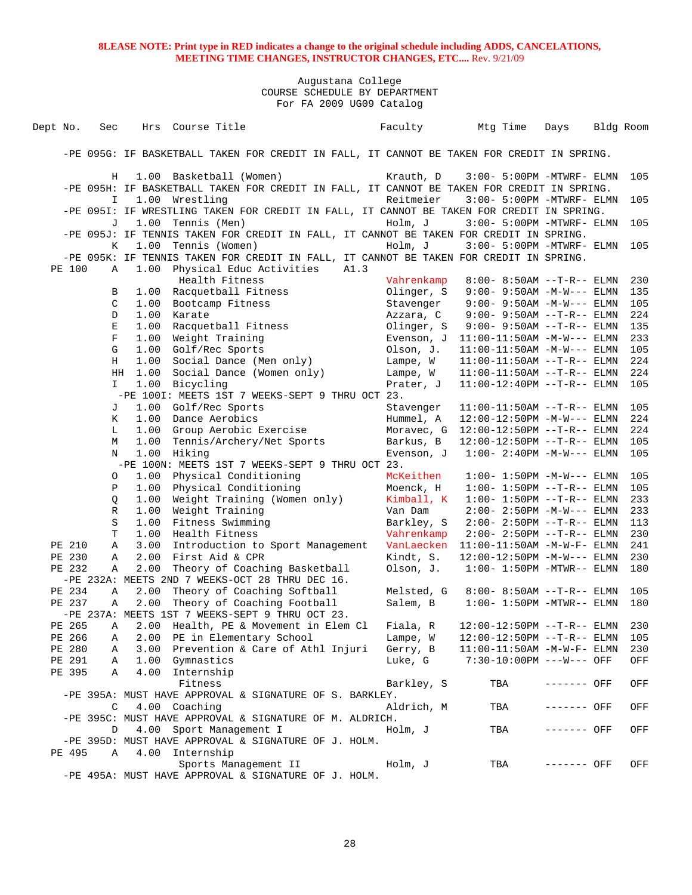**8LEASE NOTE: Print type in RED indicates a change to the original schedule including ADDS, CANCELATIONS, MEETING TIME CHANGES, INSTRUCTOR CHANGES, ETC....** Rev. 9/21/09

Augustana College
COURSE SCHEDULE BY DEPARTMENT
For FA 2009 UG09 Catalog

| Dept No. | Sec | Hrs | Course Title | Faculty | Mtg Time | Days | Bldg | Room |
|---|---|---|---|---|---|---|---|---|
| -PE 095G: IF BASKETBALL TAKEN FOR CREDIT IN FALL, IT CANNOT BE TAKEN FOR CREDIT IN SPRING. | | | | | | | | |
| | H | 1.00 | Basketball (Women) | Krauth, D | 3:00- 5:00PM | -MTWRF- | ELMN | 105 |
| -PE 095H: IF BASKETBALL TAKEN FOR CREDIT IN FALL, IT CANNOT BE TAKEN FOR CREDIT IN SPRING. | | | | | | | | |
| | I | 1.00 | Wrestling | Reitmeier | 3:00- 5:00PM | -MTWRF- | ELMN | 105 |
| -PE 095I: IF WRESTLING TAKEN FOR CREDIT IN FALL, IT CANNOT BE TAKEN FOR CREDIT IN SPRING. | | | | | | | | |
| | J | 1.00 | Tennis (Men) | Holm, J | 3:00- 5:00PM | -MTWRF- | ELMN | 105 |
| -PE 095J: IF TENNIS TAKEN FOR CREDIT IN FALL, IT CANNOT BE TAKEN FOR CREDIT IN SPRING. | | | | | | | | |
| | K | 1.00 | Tennis (Women) | Holm, J | 3:00- 5:00PM | -MTWRF- | ELMN | 105 |
| -PE 095K: IF TENNIS TAKEN FOR CREDIT IN FALL, IT CANNOT BE TAKEN FOR CREDIT IN SPRING. | | | | | | | | |
| PE 100 | A | 1.00 | Physical Educ Activities A1.3 Health Fitness | Vahrenkamp | 8:00- 8:50AM | --T-R-- | ELMN | 230 |
| | B | 1.00 | Racquetball Fitness | Olinger, S | 9:00- 9:50AM | -M-W--- | ELMN | 135 |
| | C | 1.00 | Bootcamp Fitness | Stavenger | 9:00- 9:50AM | -M-W--- | ELMN | 105 |
| | D | 1.00 | Karate | Azzara, C | 9:00- 9:50AM | --T-R-- | ELMN | 224 |
| | E | 1.00 | Racquetball Fitness | Olinger, S | 9:00- 9:50AM | --T-R-- | ELMN | 135 |
| | F | 1.00 | Weight Training | Evenson, J | 11:00-11:50AM | -M-W--- | ELMN | 233 |
| | G | 1.00 | Golf/Rec Sports | Olson, J. | 11:00-11:50AM | -M-W--- | ELMN | 105 |
| | H | 1.00 | Social Dance (Men only) | Lampe, W | 11:00-11:50AM | --T-R-- | ELMN | 224 |
| | HH | 1.00 | Social Dance (Women only) | Lampe, W | 11:00-11:50AM | --T-R-- | ELMN | 224 |
| | I | 1.00 | Bicycling | Prater, J | 11:00-12:40PM | --T-R-- | ELMN | 105 |
| -PE 100I: MEETS 1ST 7 WEEKS-SEPT 9 THRU OCT 23. | | | | | | | | |
| | J | 1.00 | Golf/Rec Sports | Stavenger | 11:00-11:50AM | --T-R-- | ELMN | 105 |
| | K | 1.00 | Dance Aerobics | Hummel, A | 12:00-12:50PM | -M-W--- | ELMN | 224 |
| | L | 1.00 | Group Aerobic Exercise | Moravec, G | 12:00-12:50PM | --T-R-- | ELMN | 224 |
| | M | 1.00 | Tennis/Archery/Net Sports | Barkus, B | 12:00-12:50PM | --T-R-- | ELMN | 105 |
| | N | 1.00 | Hiking | Evenson, J | 1:00- 2:40PM | -M-W--- | ELMN | 105 |
| -PE 100N: MEETS 1ST 7 WEEKS-SEPT 9 THRU OCT 23. | | | | | | | | |
| | O | 1.00 | Physical Conditioning | McKeithen | 1:00- 1:50PM | -M-W--- | ELMN | 105 |
| | P | 1.00 | Physical Conditioning | Moenck, H | 1:00- 1:50PM | --T-R-- | ELMN | 105 |
| | Q | 1.00 | Weight Training (Women only) | Kimball, K | 1:00- 1:50PM | --T-R-- | ELMN | 233 |
| | R | 1.00 | Weight Training | Van Dam | 2:00- 2:50PM | -M-W--- | ELMN | 233 |
| | S | 1.00 | Fitness Swimming | Barkley, S | 2:00- 2:50PM | --T-R-- | ELMN | 113 |
| | T | 1.00 | Health Fitness | Vahrenkamp | 2:00- 2:50PM | --T-R-- | ELMN | 230 |
| PE 210 | A | 3.00 | Introduction to Sport Management | VanLaecken | 11:00-11:50AM | -M-W-F- | ELMN | 241 |
| PE 230 | A | 2.00 | First Aid & CPR | Kindt, S. | 12:00-12:50PM | -M-W--- | ELMN | 230 |
| PE 232 | A | 2.00 | Theory of Coaching Basketball | Olson, J. | 1:00- 1:50PM | -MTWR-- | ELMN | 180 |
| -PE 232A: MEETS 2ND 7 WEEKS-OCT 28 THRU DEC 16. | | | | | | | | |
| PE 234 | A | 2.00 | Theory of Coaching Softball | Melsted, G | 8:00- 8:50AM | --T-R-- | ELMN | 105 |
| PE 237 | A | 2.00 | Theory of Coaching Football | Salem, B | 1:00- 1:50PM | -MTWR-- | ELMN | 180 |
| -PE 237A: MEETS 1ST 7 WEEKS-SEPT 9 THRU OCT 23. | | | | | | | | |
| PE 265 | A | 2.00 | Health, PE & Movement in Elem Cl | Fiala, R | 12:00-12:50PM | --T-R-- | ELMN | 230 |
| PE 266 | A | 2.00 | PE in Elementary School | Lampe, W | 12:00-12:50PM | --T-R-- | ELMN | 105 |
| PE 280 | A | 3.00 | Prevention & Care of Athl Injuri | Gerry, B | 11:00-11:50AM | -M-W-F- | ELMN | 230 |
| PE 291 | A | 1.00 | Gymnastics | Luke, G | 7:30-10:00PM | ---W--- | OFF | OFF |
| PE 395 | A | 4.00 | Internship Fitness | Barkley, S | TBA | ------- | OFF | OFF |
| -PE 395A: MUST HAVE APPROVAL & SIGNATURE OF S. BARKLEY. | | | | | | | | |
| | C | 4.00 | Coaching | Aldrich, M | TBA | ------- | OFF | OFF |
| -PE 395C: MUST HAVE APPROVAL & SIGNATURE OF M. ALDRICH. | | | | | | | | |
| | D | 4.00 | Sport Management I | Holm, J | TBA | ------- | OFF | OFF |
| -PE 395D: MUST HAVE APPROVAL & SIGNATURE OF J. HOLM. | | | | | | | | |
| PE 495 | A | 4.00 | Internship Sports Management II | Holm, J | TBA | ------- | OFF | OFF |
| -PE 495A: MUST HAVE APPROVAL & SIGNATURE OF J. HOLM. | | | | | | | | |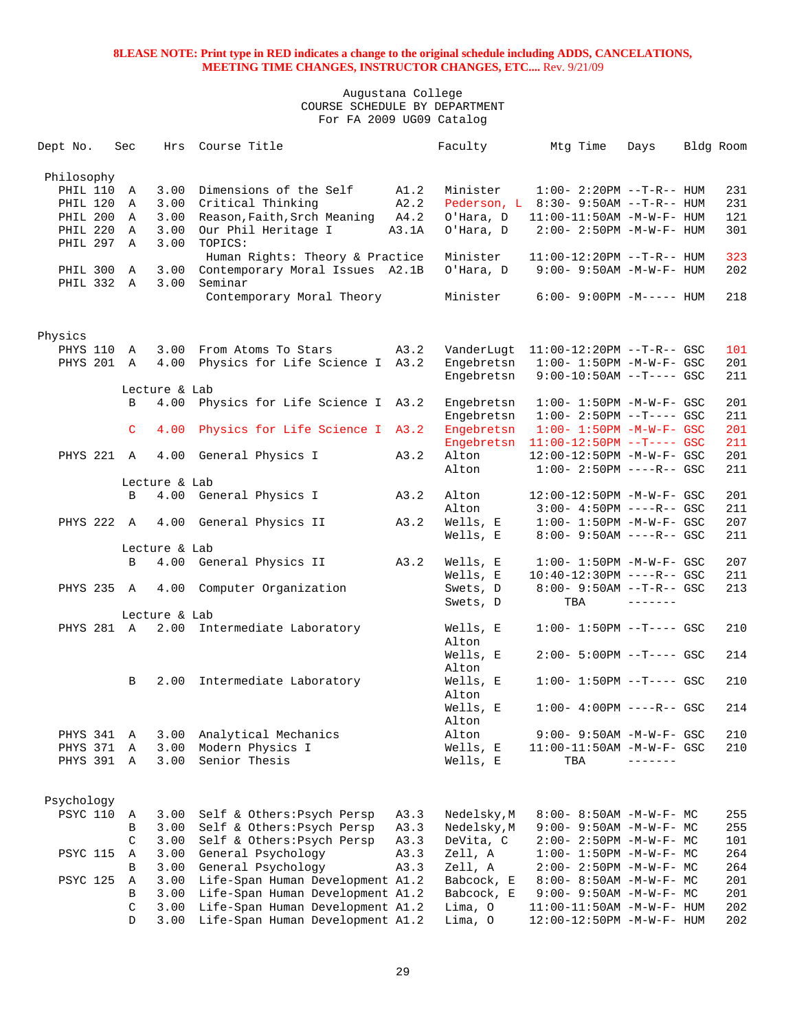**8LEASE NOTE: Print type in RED indicates a change to the original schedule including ADDS, CANCELATIONS, MEETING TIME CHANGES, INSTRUCTOR CHANGES, ETC....** Rev. 9/21/09

Augustana College
COURSE SCHEDULE BY DEPARTMENT
For FA 2009 UG09 Catalog

| Dept No. | Sec | Hrs | Course Title | | Faculty | Mtg Time | Days | Bldg | Room |
|---|---|---|---|---|---|---|---|---|---|
| **Philosophy** | | | | | | | | | |
| PHIL 110 | A | 3.00 | Dimensions of the Self | A1.2 | Minister | 1:00- 2:20PM | --T-R-- | HUM | 231 |
| PHIL 120 | A | 3.00 | Critical Thinking | A2.2 | Pederson, L | 8:30- 9:50AM | --T-R-- | HUM | 231 |
| PHIL 200 | A | 3.00 | Reason,Faith,Srch Meaning | A4.2 | O'Hara, D | 11:00-11:50AM | -M-W-F- | HUM | 121 |
| PHIL 220 | A | 3.00 | Our Phil Heritage I | A3.1A | O'Hara, D | 2:00- 2:50PM | -M-W-F- | HUM | 301 |
| PHIL 297 | A | 3.00 | TOPICS: | | | | | | |
| | | | Human Rights: Theory & Practice | | Minister | 11:00-12:20PM | --T-R-- | HUM | 323 |
| PHIL 300 | A | 3.00 | Contemporary Moral Issues | A2.1B | O'Hara, D | 9:00- 9:50AM | -M-W-F- | HUM | 202 |
| PHIL 332 | A | 3.00 | Seminar | | | | | | |
| | | | Contemporary Moral Theory | | Minister | 6:00- 9:00PM | -M----- | HUM | 218 |
| **Physics** | | | | | | | | | |
| PHYS 110 | A | 3.00 | From Atoms To Stars | A3.2 | VanderLugt | 11:00-12:20PM | --T-R-- | GSC | 101 |
| PHYS 201 | A | 4.00 | Physics for Life Science I | A3.2 | Engebretsn | 1:00- 1:50PM | -M-W-F- | GSC | 201 |
| | | | | | Engebretsn | 9:00-10:50AM | --T---- | GSC | 211 |
| | Lecture & Lab | | | | | | | | |
| | B | 4.00 | Physics for Life Science I | A3.2 | Engebretsn | 1:00- 1:50PM | -M-W-F- | GSC | 201 |
| | | | | | Engebretsn | 1:00- 2:50PM | --T---- | GSC | 211 |
| | C | 4.00 | Physics for Life Science I | A3.2 | Engebretsn | 1:00- 1:50PM | -M-W-F- | GSC | 201 |
| | | | | | Engebretsn | 11:00-12:50PM | --T---- | GSC | 211 |
| PHYS 221 | A | 4.00 | General Physics I | A3.2 | Alton | 12:00-12:50PM | -M-W-F- | GSC | 201 |
| | | | | | Alton | 1:00- 2:50PM | ----R-- | GSC | 211 |
| | Lecture & Lab | | | | | | | | |
| | B | 4.00 | General Physics I | A3.2 | Alton | 12:00-12:50PM | -M-W-F- | GSC | 201 |
| | | | | | Alton | 3:00- 4:50PM | ----R-- | GSC | 211 |
| PHYS 222 | A | 4.00 | General Physics II | A3.2 | Wells, E | 1:00- 1:50PM | -M-W-F- | GSC | 207 |
| | | | | | Wells, E | 8:00- 9:50AM | ----R-- | GSC | 211 |
| | Lecture & Lab | | | | | | | | |
| | B | 4.00 | General Physics II | A3.2 | Wells, E | 1:00- 1:50PM | -M-W-F- | GSC | 207 |
| | | | | | Wells, E | 10:40-12:30PM | ----R-- | GSC | 211 |
| PHYS 235 | A | 4.00 | Computer Organization | | Swets, D | 8:00- 9:50AM | --T-R-- | GSC | 213 |
| | | | | | Swets, D | TBA | ------- | | |
| | Lecture & Lab | | | | | | | | |
| PHYS 281 | A | 2.00 | Intermediate Laboratory | | Wells, E / Alton | 1:00- 1:50PM | --T---- | GSC | 210 |
| | | | | | Wells, E / Alton | 2:00- 5:00PM | --T---- | GSC | 214 |
| | B | 2.00 | Intermediate Laboratory | | Wells, E / Alton | 1:00- 1:50PM | --T---- | GSC | 210 |
| | | | | | Wells, E / Alton | 1:00- 4:00PM | ----R-- | GSC | 214 |
| PHYS 341 | A | 3.00 | Analytical Mechanics | | Alton | 9:00- 9:50AM | -M-W-F- | GSC | 210 |
| PHYS 371 | A | 3.00 | Modern Physics I | | Wells, E | 11:00-11:50AM | -M-W-F- | GSC | 210 |
| PHYS 391 | A | 3.00 | Senior Thesis | | Wells, E | TBA | ------- | | |
| **Psychology** | | | | | | | | | |
| PSYC 110 | A | 3.00 | Self & Others:Psych Persp | A3.3 | Nedelsky,M | 8:00- 8:50AM | -M-W-F- | MC | 255 |
| | B | 3.00 | Self & Others:Psych Persp | A3.3 | Nedelsky,M | 9:00- 9:50AM | -M-W-F- | MC | 255 |
| | C | 3.00 | Self & Others:Psych Persp | A3.3 | DeVita, C | 2:00- 2:50PM | -M-W-F- | MC | 101 |
| PSYC 115 | A | 3.00 | General Psychology | A3.3 | Zell, A | 1:00- 1:50PM | -M-W-F- | MC | 264 |
| | B | 3.00 | General Psychology | A3.3 | Zell, A | 2:00- 2:50PM | -M-W-F- | MC | 264 |
| PSYC 125 | A | 3.00 | Life-Span Human Development | A1.2 | Babcock, E | 8:00- 8:50AM | -M-W-F- | MC | 201 |
| | B | 3.00 | Life-Span Human Development | A1.2 | Babcock, E | 9:00- 9:50AM | -M-W-F- | MC | 201 |
| | C | 3.00 | Life-Span Human Development | A1.2 | Lima, O | 11:00-11:50AM | -M-W-F- | HUM | 202 |
| | D | 3.00 | Life-Span Human Development | A1.2 | Lima, O | 12:00-12:50PM | -M-W-F- | HUM | 202 |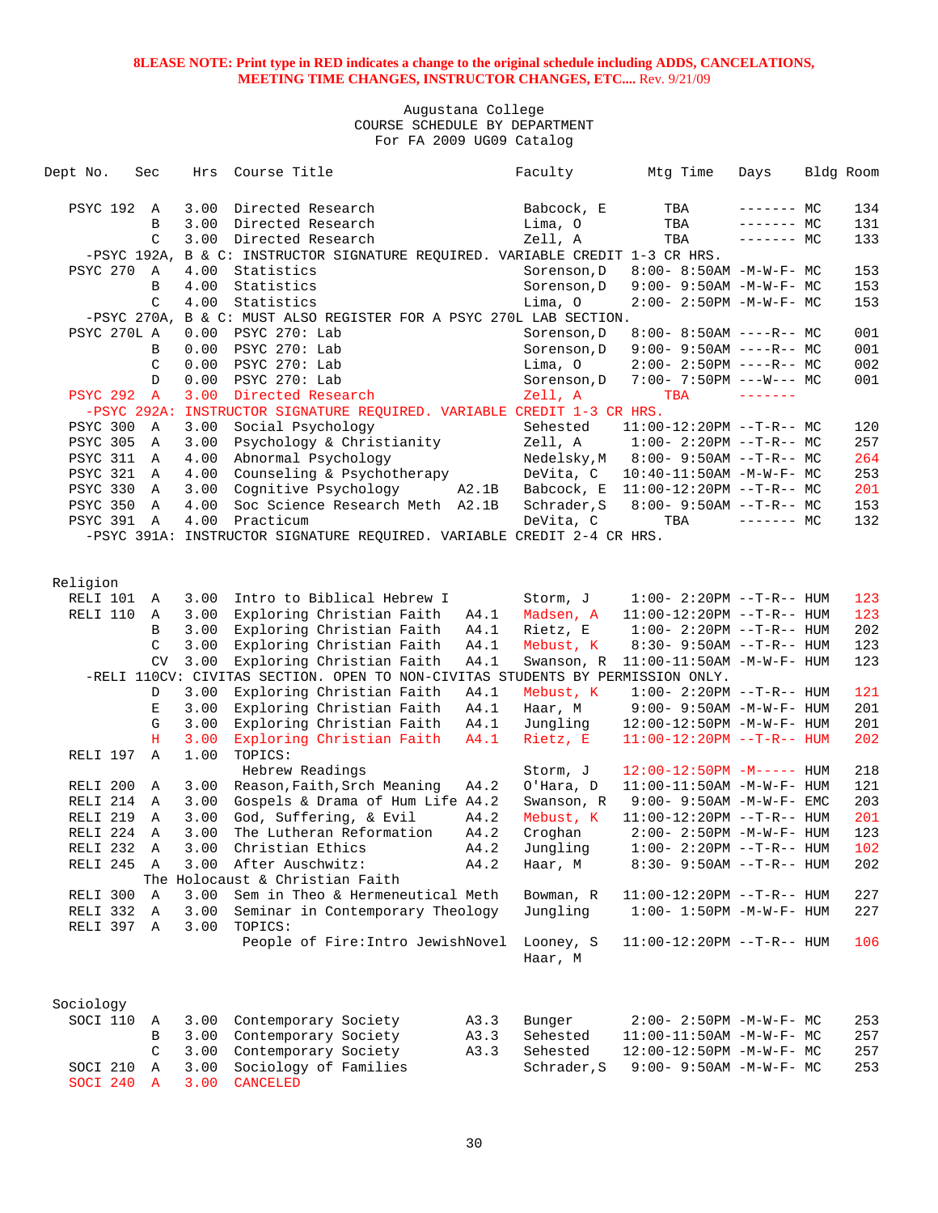**8LEASE NOTE: Print type in RED indicates a change to the original schedule including ADDS, CANCELATIONS, MEETING TIME CHANGES, INSTRUCTOR CHANGES, ETC....** Rev. 9/21/09

Augustana College
COURSE SCHEDULE BY DEPARTMENT
For FA 2009 UG09 Catalog

| Dept No. | Sec | Hrs | Course Title | | Faculty | Mtg Time | Days | Bldg | Room |
|---|---|---|---|---|---|---|---|---|---|
| PSYC 192 | A | 3.00 | Directed Research | | Babcock, E | TBA | ------- | MC | 134 |
| | B | 3.00 | Directed Research | | Lima, O | TBA | ------- | MC | 131 |
| | C | 3.00 | Directed Research | | Zell, A | TBA | ------- | MC | 133 |
| -PSYC 192A, B & C: INSTRUCTOR SIGNATURE REQUIRED. VARIABLE CREDIT 1-3 CR HRS. | | | | | | | | | |
| PSYC 270 | A | 4.00 | Statistics | | Sorenson,D | 8:00- 8:50AM | -M-W-F- | MC | 153 |
| | B | 4.00 | Statistics | | Sorenson,D | 9:00- 9:50AM | -M-W-F- | MC | 153 |
| | C | 4.00 | Statistics | | Lima, O | 2:00- 2:50PM | -M-W-F- | MC | 153 |
| -PSYC 270A, B & C: MUST ALSO REGISTER FOR A PSYC 270L LAB SECTION. | | | | | | | | | |
| PSYC 270L | A | 0.00 | PSYC 270: Lab | | Sorenson,D | 8:00- 8:50AM | ----R-- | MC | 001 |
| | B | 0.00 | PSYC 270: Lab | | Sorenson,D | 9:00- 9:50AM | ----R-- | MC | 001 |
| | C | 0.00 | PSYC 270: Lab | | Lima, O | 2:00- 2:50PM | ----R-- | MC | 002 |
| | D | 0.00 | PSYC 270: Lab | | Sorenson,D | 7:00- 7:50PM | ---W--- | MC | 001 |
| PSYC 292 | A | 3.00 | Directed Research | | Zell, A | TBA | ------- | | |
| -PSYC 292A: INSTRUCTOR SIGNATURE REQUIRED. VARIABLE CREDIT 1-3 CR HRS. | | | | | | | | | |
| PSYC 300 | A | 3.00 | Social Psychology | | Sehested | 11:00-12:20PM | --T-R-- | MC | 120 |
| PSYC 305 | A | 3.00 | Psychology & Christianity | | Zell, A | 1:00- 2:20PM | --T-R-- | MC | 257 |
| PSYC 311 | A | 4.00 | Abnormal Psychology | | Nedelsky,M | 8:00- 9:50AM | --T-R-- | MC | 264 |
| PSYC 321 | A | 4.00 | Counseling & Psychotherapy | | DeVita, C | 10:40-11:50AM | -M-W-F- | MC | 253 |
| PSYC 330 | A | 3.00 | Cognitive Psychology | A2.1B | Babcock, E | 11:00-12:20PM | --T-R-- | MC | 201 |
| PSYC 350 | A | 4.00 | Soc Science Research Meth | A2.1B | Schrader,S | 8:00- 9:50AM | --T-R-- | MC | 153 |
| PSYC 391 | A | 4.00 | Practicum | | DeVita, C | TBA | ------- | MC | 132 |
| -PSYC 391A: INSTRUCTOR SIGNATURE REQUIRED. VARIABLE CREDIT 2-4 CR HRS. | | | | | | | | | |

Religion

| Dept No. | Sec | Hrs | Course Title | | Faculty | Mtg Time | Days | Bldg | Room |
|---|---|---|---|---|---|---|---|---|---|
| RELI 101 | A | 3.00 | Intro to Biblical Hebrew I | | Storm, J | 1:00- 2:20PM | --T-R-- | HUM | 123 |
| RELI 110 | A | 3.00 | Exploring Christian Faith | A4.1 | Madsen, A | 11:00-12:20PM | --T-R-- | HUM | 123 |
| | B | 3.00 | Exploring Christian Faith | A4.1 | Rietz, E | 1:00- 2:20PM | --T-R-- | HUM | 202 |
| | C | 3.00 | Exploring Christian Faith | A4.1 | Mebust, K | 8:30- 9:50AM | --T-R-- | HUM | 123 |
| | CV | 3.00 | Exploring Christian Faith | A4.1 | Swanson, R | 11:00-11:50AM | -M-W-F- | HUM | 123 |
| -RELI 110CV: CIVITAS SECTION. OPEN TO NON-CIVITAS STUDENTS BY PERMISSION ONLY. | | | | | | | | | |
| | D | 3.00 | Exploring Christian Faith | A4.1 | Mebust, K | 1:00- 2:20PM | --T-R-- | HUM | 121 |
| | E | 3.00 | Exploring Christian Faith | A4.1 | Haar, M | 9:00- 9:50AM | -M-W-F- | HUM | 201 |
| | G | 3.00 | Exploring Christian Faith | A4.1 | Jungling | 12:00-12:50PM | -M-W-F- | HUM | 201 |
| | H | 3.00 | Exploring Christian Faith | A4.1 | Rietz, E | 11:00-12:20PM | --T-R-- | HUM | 202 |
| RELI 197 | A | 1.00 | TOPICS: Hebrew Readings | | Storm, J | 12:00-12:50PM | -M----- | HUM | 218 |
| RELI 200 | A | 3.00 | Reason,Faith,Srch Meaning | A4.2 | O'Hara, D | 11:00-11:50AM | -M-W-F- | HUM | 121 |
| RELI 214 | A | 3.00 | Gospels & Drama of Hum Life | A4.2 | Swanson, R | 9:00- 9:50AM | -M-W-F- | EMC | 203 |
| RELI 219 | A | 3.00 | God, Suffering, & Evil | A4.2 | Mebust, K | 11:00-12:20PM | --T-R-- | HUM | 201 |
| RELI 224 | A | 3.00 | The Lutheran Reformation | A4.2 | Croghan | 2:00- 2:50PM | -M-W-F- | HUM | 123 |
| RELI 232 | A | 3.00 | Christian Ethics | A4.2 | Jungling | 1:00- 2:20PM | --T-R-- | HUM | 102 |
| RELI 245 | A | 3.00 | After Auschwitz: The Holocaust & Christian Faith | A4.2 | Haar, M | 8:30- 9:50AM | --T-R-- | HUM | 202 |
| RELI 300 | A | 3.00 | Sem in Theo & Hermeneutical Meth | | Bowman, R | 11:00-12:20PM | --T-R-- | HUM | 227 |
| RELI 332 | A | 3.00 | Seminar in Contemporary Theology | | Jungling | 1:00- 1:50PM | -M-W-F- | HUM | 227 |
| RELI 397 | A | 3.00 | TOPICS: People of Fire:Intro JewishNovel | | Looney, S; Haar, M | 11:00-12:20PM | --T-R-- | HUM | 106 |

Sociology

| Dept No. | Sec | Hrs | Course Title | | Faculty | Mtg Time | Days | Bldg | Room |
|---|---|---|---|---|---|---|---|---|---|
| SOCI 110 | A | 3.00 | Contemporary Society | A3.3 | Bunger | 2:00- 2:50PM | -M-W-F- | MC | 253 |
| | B | 3.00 | Contemporary Society | A3.3 | Sehested | 11:00-11:50AM | -M-W-F- | MC | 257 |
| | C | 3.00 | Contemporary Society | A3.3 | Sehested | 12:00-12:50PM | -M-W-F- | MC | 257 |
| SOCI 210 | A | 3.00 | Sociology of Families | | Schrader,S | 9:00- 9:50AM | -M-W-F- | MC | 253 |
| SOCI 240 | A | 3.00 | CANCELED | | | | | | |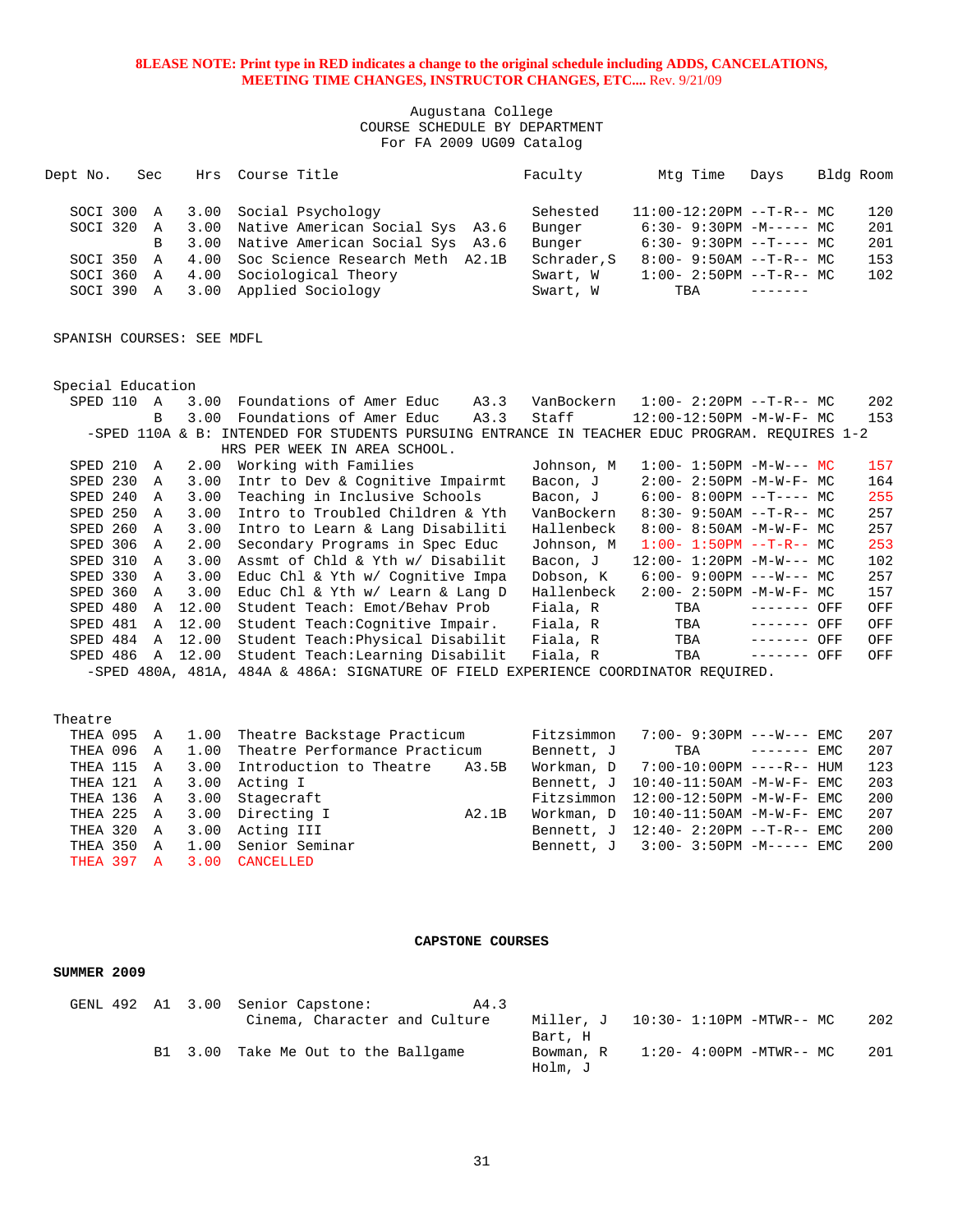**8LEASE NOTE: Print type in RED indicates a change to the original schedule including ADDS, CANCELATIONS, MEETING TIME CHANGES, INSTRUCTOR CHANGES, ETC....** Rev. 9/21/09

Augustana College
COURSE SCHEDULE BY DEPARTMENT
For FA 2009 UG09 Catalog

| Dept No. | Sec | Hrs | Course Title | | Faculty | Mtg Time | Days | Bldg | Room |
|---|---|---|---|---|---|---|---|---|---|
| SOCI 300 | A | 3.00 | Social Psychology | | Sehested | 11:00-12:20PM | --T-R-- | MC | 120 |
| SOCI 320 | A | 3.00 | Native American Social Sys | A3.6 | Bunger | 6:30- 9:30PM | -M----- | MC | 201 |
| | B | 3.00 | Native American Social Sys | A3.6 | Bunger | 6:30- 9:30PM | --T---- | MC | 201 |
| SOCI 350 | A | 4.00 | Soc Science Research Meth | A2.1B | Schrader,S | 8:00- 9:50AM | --T-R-- | MC | 153 |
| SOCI 360 | A | 4.00 | Sociological Theory | | Swart, W | 1:00- 2:50PM | --T-R-- | MC | 102 |
| SOCI 390 | A | 3.00 | Applied Sociology | | Swart, W | TBA | ------- | | |

SPANISH COURSES: SEE MDFL

Special Education

| Dept No. | Sec | Hrs | Course Title | | Faculty | Mtg Time | Days | Bldg | Room |
|---|---|---|---|---|---|---|---|---|---|
| SPED 110 | A | 3.00 | Foundations of Amer Educ | A3.3 | VanBockern | 1:00- 2:20PM | --T-R-- | MC | 202 |
| | B | 3.00 | Foundations of Amer Educ | A3.3 | Staff | 12:00-12:50PM | -M-W-F- | MC | 153 |

-SPED 110A & B: INTENDED FOR STUDENTS PURSUING ENTRANCE IN TEACHER EDUC PROGRAM. REQUIRES 1-2 HRS PER WEEK IN AREA SCHOOL.

| Dept No. | Sec | Hrs | Course Title | Faculty | Mtg Time | Days | Bldg | Room |
|---|---|---|---|---|---|---|---|---|
| SPED 210 | A | 2.00 | Working with Families | Johnson, M | 1:00- 1:50PM | -M-W--- | MC | 157 |
| SPED 230 | A | 3.00 | Intr to Dev & Cognitive Impairmt | Bacon, J | 2:00- 2:50PM | -M-W-F- | MC | 164 |
| SPED 240 | A | 3.00 | Teaching in Inclusive Schools | Bacon, J | 6:00- 8:00PM | --T---- | MC | 255 |
| SPED 250 | A | 3.00 | Intro to Troubled Children & Yth | VanBockern | 8:30- 9:50AM | --T-R-- | MC | 257 |
| SPED 260 | A | 3.00 | Intro to Learn & Lang Disabiliti | Hallenbeck | 8:00- 8:50AM | -M-W-F- | MC | 257 |
| SPED 306 | A | 2.00 | Secondary Programs in Spec Educ | Johnson, M | 1:00- 1:50PM | --T-R-- | MC | 253 |
| SPED 310 | A | 3.00 | Assmt of Chld & Yth w/ Disabilit | Bacon, J | 12:00- 1:20PM | -M-W--- | MC | 102 |
| SPED 330 | A | 3.00 | Educ Chl & Yth w/ Cognitive Impa | Dobson, K | 6:00- 9:00PM | ---W--- | MC | 257 |
| SPED 360 | A | 3.00 | Educ Chl & Yth w/ Learn & Lang D | Hallenbeck | 2:00- 2:50PM | -M-W-F- | MC | 157 |
| SPED 480 | A | 12.00 | Student Teach: Emot/Behav Prob | Fiala, R | TBA | ------- | OFF | OFF |
| SPED 481 | A | 12.00 | Student Teach:Cognitive Impair. | Fiala, R | TBA | ------- | OFF | OFF |
| SPED 484 | A | 12.00 | Student Teach:Physical Disabilit | Fiala, R | TBA | ------- | OFF | OFF |
| SPED 486 | A | 12.00 | Student Teach:Learning Disabilit | Fiala, R | TBA | ------- | OFF | OFF |

-SPED 480A, 481A, 484A & 486A: SIGNATURE OF FIELD EXPERIENCE COORDINATOR REQUIRED.

Theatre

| Dept No. | Sec | Hrs | Course Title | | Faculty | Mtg Time | Days | Bldg | Room |
|---|---|---|---|---|---|---|---|---|---|
| THEA 095 | A | 1.00 | Theatre Backstage Practicum | | Fitzsimmon | 7:00- 9:30PM | ---W--- | EMC | 207 |
| THEA 096 | A | 1.00 | Theatre Performance Practicum | | Bennett, J | TBA | ------- | EMC | 207 |
| THEA 115 | A | 3.00 | Introduction to Theatre | A3.5B | Workman, D | 7:00-10:00PM | ----R-- | HUM | 123 |
| THEA 121 | A | 3.00 | Acting I | | Bennett, J | 10:40-11:50AM | -M-W-F- | EMC | 203 |
| THEA 136 | A | 3.00 | Stagecraft | | Fitzsimmon | 12:00-12:50PM | -M-W-F- | EMC | 200 |
| THEA 225 | A | 3.00 | Directing I | A2.1B | Workman, D | 10:40-11:50AM | -M-W-F- | EMC | 207 |
| THEA 320 | A | 3.00 | Acting III | | Bennett, J | 12:40- 2:20PM | --T-R-- | EMC | 200 |
| THEA 350 | A | 1.00 | Senior Seminar | | Bennett, J | 3:00- 3:50PM | -M----- | EMC | 200 |
| THEA 397 | A | 3.00 | CANCELLED | | | | | | |

## CAPSTONE COURSES

**SUMMER 2009**

| Dept No. | Sec | Hrs | Course Title | | Faculty | Mtg Time | Days | Bldg | Room |
|---|---|---|---|---|---|---|---|---|---|
| GENL 492 | A1 | 3.00 | Senior Capstone: Cinema, Character and Culture | A4.3 | Miller, J; Bart, H | 10:30- 1:10PM | -MTWR-- | MC | 202 |
| | B1 | 3.00 | Take Me Out to the Ballgame | | Bowman, R; Holm, J | 1:20- 4:00PM | -MTWR-- | MC | 201 |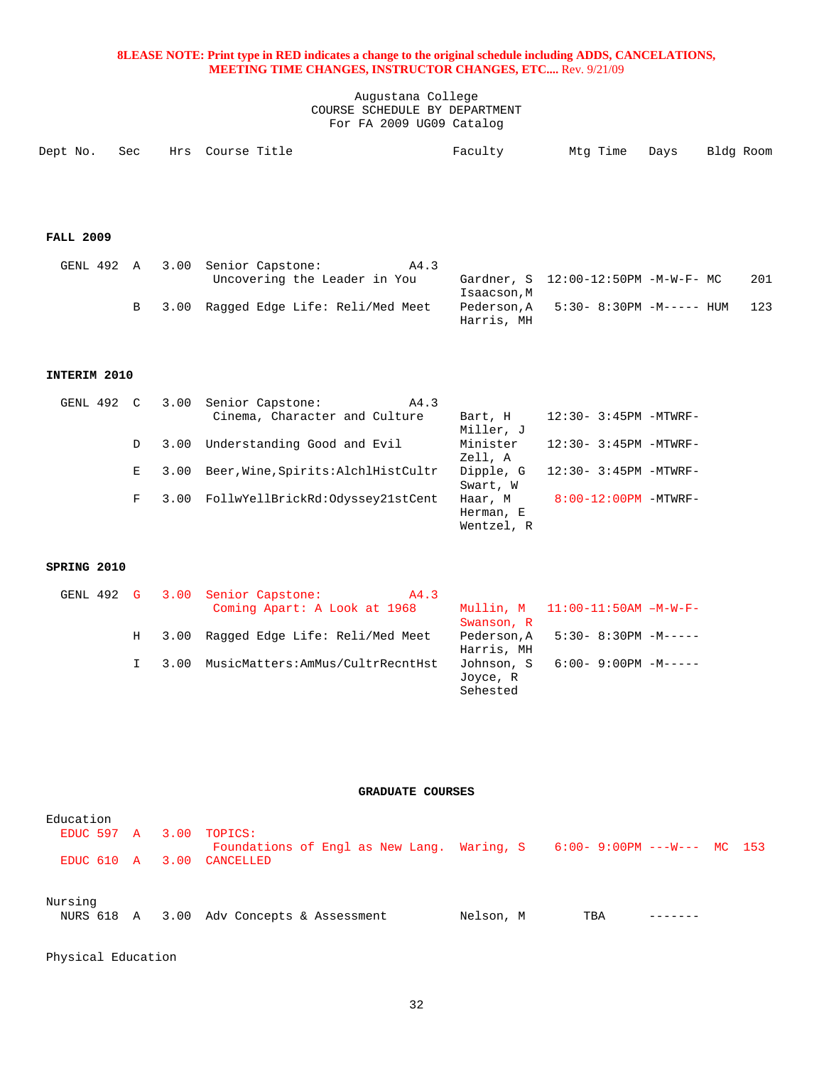8LEASE NOTE: Print type in RED indicates a change to the original schedule including ADDS, CANCELATIONS, MEETING TIME CHANGES, INSTRUCTOR CHANGES, ETC.... Rev. 9/21/09

Augustana College
COURSE SCHEDULE BY DEPARTMENT
For FA 2009 UG09 Catalog

| Dept No. | Sec | Hrs | Course Title | Faculty | Mtg Time | Days | Bldg | Room |
|---|---|---|---|---|---|---|---|---|

**FALL 2009**

| Dept No. | Sec | Hrs | Course Title | Faculty | Mtg Time | Days | Bldg | Room |
|---|---|---|---|---|---|---|---|---|
| GENL 492 | A | 3.00 | Senior Capstone: A4.3 Uncovering the Leader in You | Gardner, S Isaacson,M | 12:00-12:50PM | -M-W-F- | MC | 201 |
| | B | 3.00 | Ragged Edge Life: Reli/Med Meet | Pederson,A Harris, MH | 5:30- 8:30PM | -M----- | HUM | 123 |

**INTERIM 2010**

| Dept No. | Sec | Hrs | Course Title | Faculty | Mtg Time | Days | Bldg | Room |
|---|---|---|---|---|---|---|---|---|
| GENL 492 | C | 3.00 | Senior Capstone: A4.3 Cinema, Character and Culture | Bart, H Miller, J | 12:30- 3:45PM | -MTWRF- | | |
| | D | 3.00 | Understanding Good and Evil | Minister Zell, A | 12:30- 3:45PM | -MTWRF- | | |
| | E | 3.00 | Beer,Wine,Spirits:AlchlHistCultr | Dipple, G Swart, W | 12:30- 3:45PM | -MTWRF- | | |
| | F | 3.00 | FollwYellBrickRd:Odyssey21stCent | Haar, M Herman, E Wentzel, R | 8:00-12:00PM | -MTWRF- | | |

**SPRING 2010**

| Dept No. | Sec | Hrs | Course Title | Faculty | Mtg Time | Days | Bldg | Room |
|---|---|---|---|---|---|---|---|---|
| GENL 492 | G | 3.00 | Senior Capstone: A4.3 Coming Apart: A Look at 1968 | Mullin, M Swanson, R | 11:00-11:50AM | –M-W-F- | | |
| | H | 3.00 | Ragged Edge Life: Reli/Med Meet | Pederson,A Harris, MH | 5:30- 8:30PM | -M----- | | |
| | I | 3.00 | MusicMatters:AmMus/CultrRecntHst | Johnson, S Joyce, R Sehested | 6:00- 9:00PM | -M----- | | |

**GRADUATE COURSES**

Education

| Dept No. | Sec | Hrs | Course Title | Faculty | Mtg Time | Days | Bldg | Room |
|---|---|---|---|---|---|---|---|---|
| EDUC 597 | A | 3.00 | TOPICS: Foundations of Engl as New Lang. | Waring, S | 6:00- 9:00PM | ---W--- | MC | 153 |
| EDUC 610 | A | 3.00 | CANCELLED | | | | | |

Nursing

| Dept No. | Sec | Hrs | Course Title | Faculty | Mtg Time | Days | Bldg | Room |
|---|---|---|---|---|---|---|---|---|
| NURS 618 | A | 3.00 | Adv Concepts & Assessment | Nelson, M | TBA | ------- | | |

Physical Education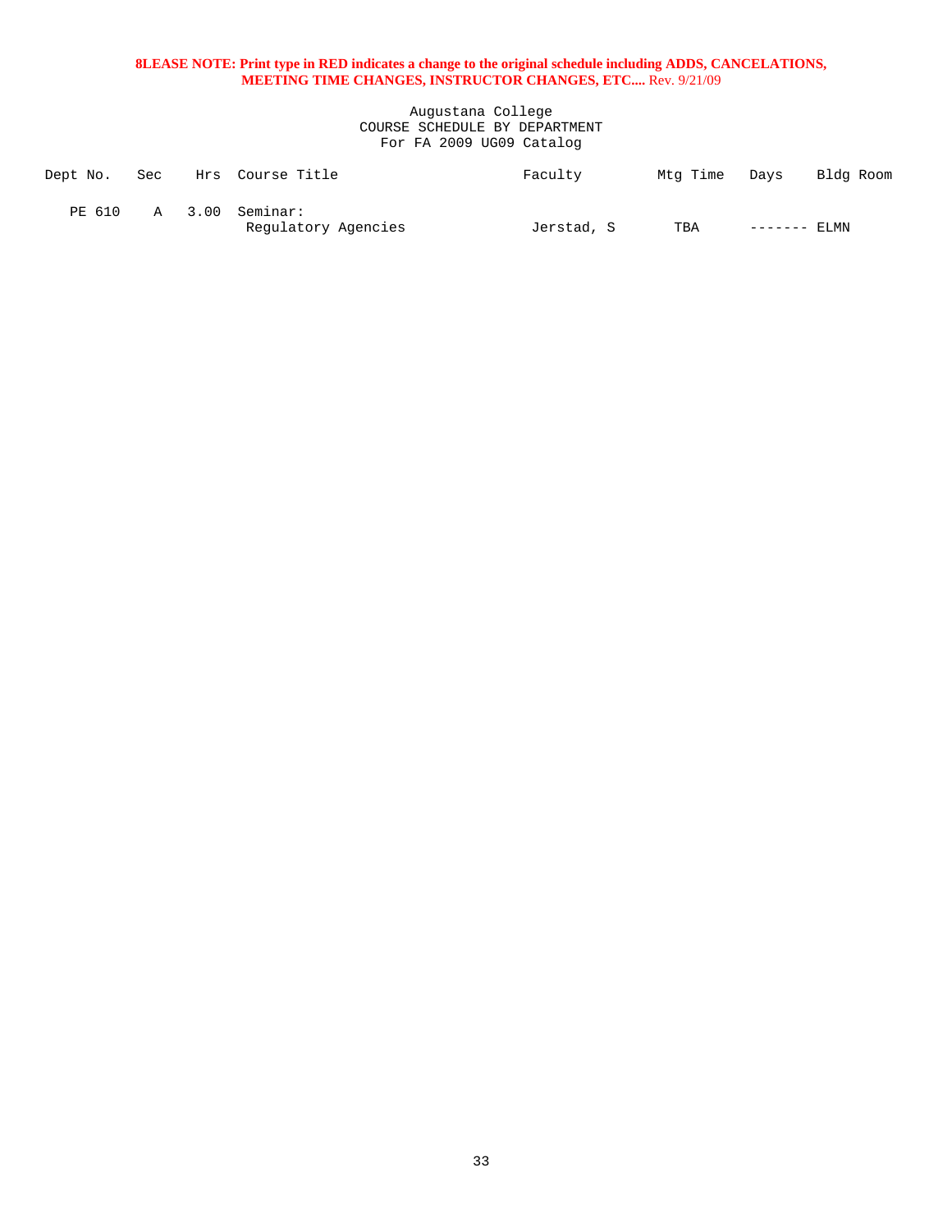**8LEASE NOTE: Print type in RED indicates a change to the original schedule including ADDS, CANCELATIONS, MEETING TIME CHANGES, INSTRUCTOR CHANGES, ETC....** Rev. 9/21/09

Augustana College
COURSE SCHEDULE BY DEPARTMENT
For FA 2009 UG09 Catalog

| Dept No. | Sec | Hrs | Course Title | Faculty | Mtg Time | Days | Bldg Room |
|---|---|---|---|---|---|---|---|
| PE 610 | A | 3.00 | Seminar: Regulatory Agencies | Jerstad, S | TBA | ------- | ELMN |